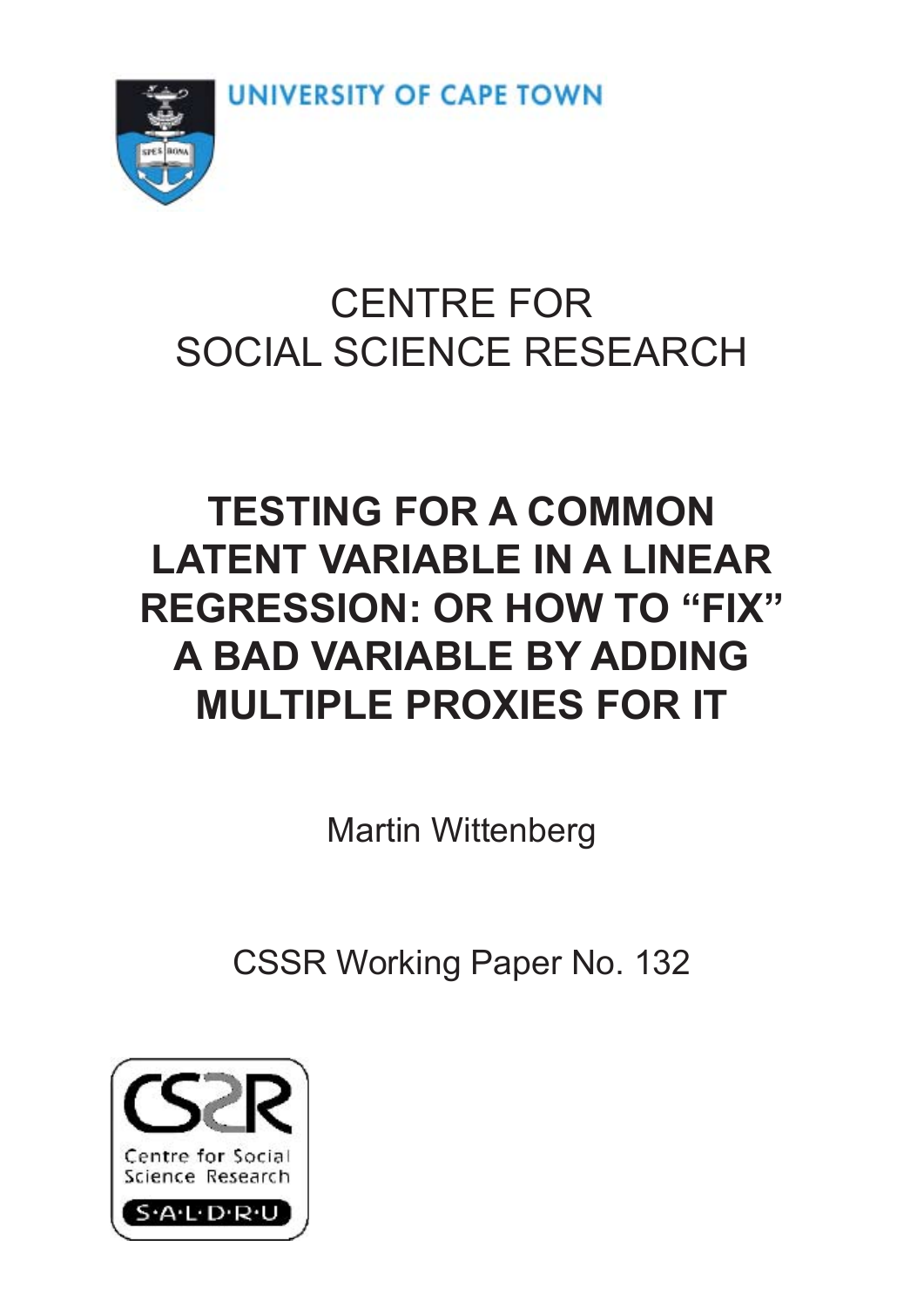UNIVERSITY OF CAPE TOWN

CENTRE FOR
SOCIAL SCIENCE RESEARCH

# TESTING FOR A COMMON LATENT VARIABLE IN A LINEAR REGRESSION: OR HOW TO "FIX" A BAD VARIABLE BY ADDING MULTIPLE PROXIES FOR IT

Martin Wittenberg

CSSR Working Paper No. 132

Centre for Social Science Research
S·A·L·D·R·U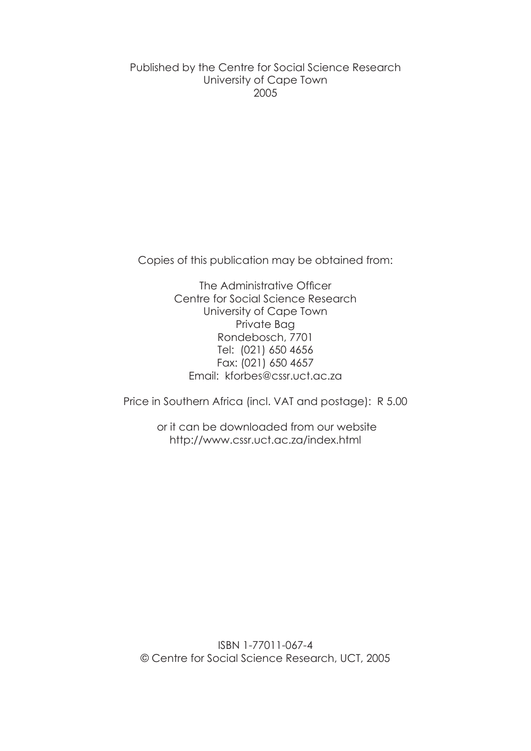Published by the Centre for Social Science Research
University of Cape Town
2005

Copies of this publication may be obtained from:

The Administrative Officer
Centre for Social Science Research
University of Cape Town
Private Bag
Rondebosch, 7701
Tel: (021) 650 4656
Fax: (021) 650 4657
Email: kforbes@cssr.uct.ac.za

Price in Southern Africa (incl. VAT and postage): R 5.00

or it can be downloaded from our website
http://www.cssr.uct.ac.za/index.html

ISBN 1-77011-067-4
© Centre for Social Science Research, UCT, 2005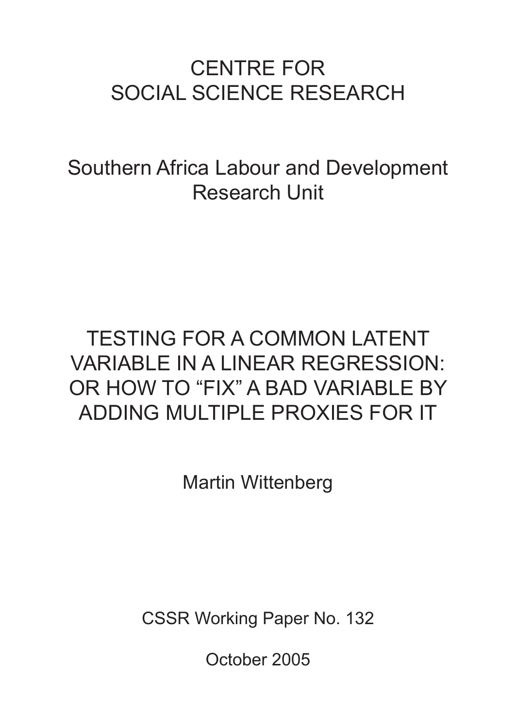# CENTRE FOR SOCIAL SCIENCE RESEARCH

## Southern Africa Labour and Development Research Unit

# TESTING FOR A COMMON LATENT VARIABLE IN A LINEAR REGRESSION: OR HOW TO "FIX" A BAD VARIABLE BY ADDING MULTIPLE PROXIES FOR IT

Martin Wittenberg

CSSR Working Paper No. 132

October 2005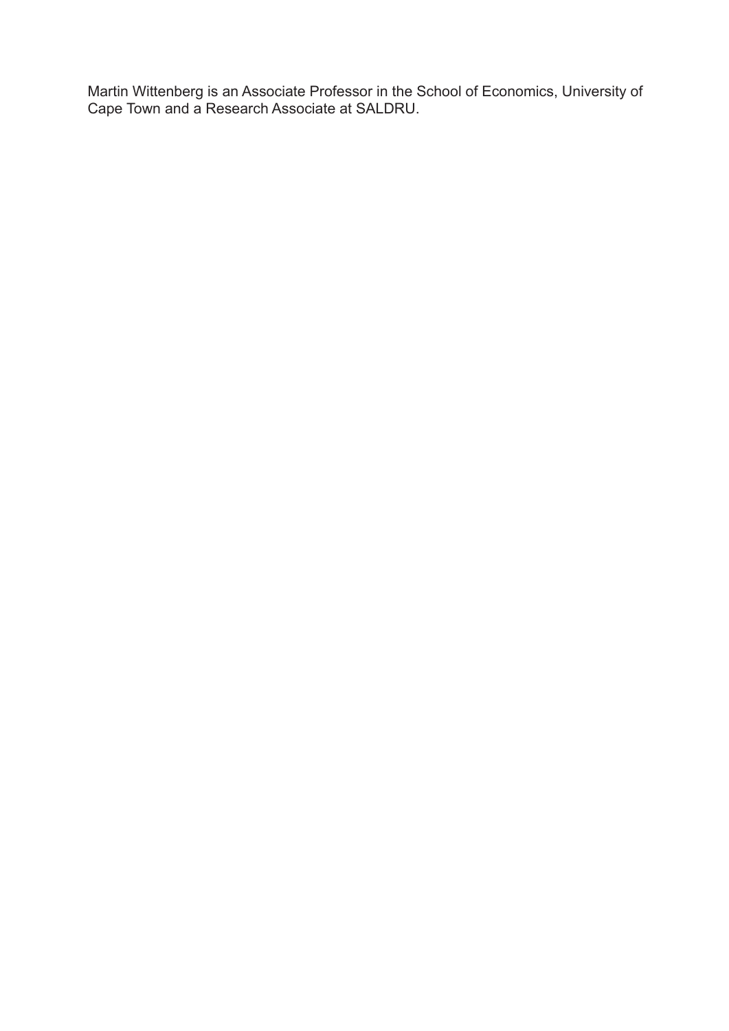Martin Wittenberg is an Associate Professor in the School of Economics, University of Cape Town and a Research Associate at SALDRU.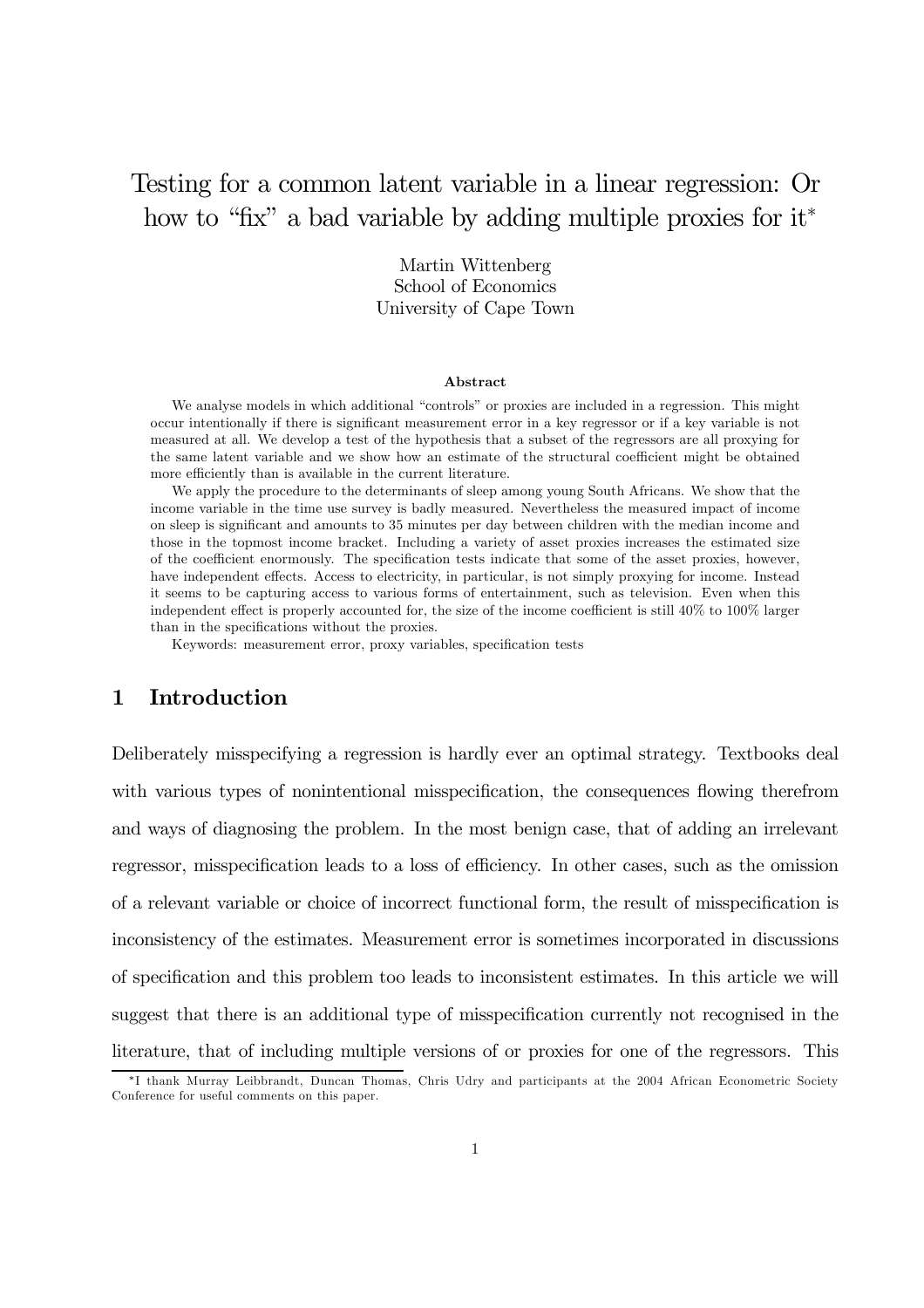# Testing for a common latent variable in a linear regression: Or how to "fix" a bad variable by adding multiple proxies for it[*]

Martin Wittenberg
School of Economics
University of Cape Town

### Abstract

We analyse models in which additional "controls" or proxies are included in a regression. This might occur intentionally if there is significant measurement error in a key regressor or if a key variable is not measured at all. We develop a test of the hypothesis that a subset of the regressors are all proxying for the same latent variable and we show how an estimate of the structural coefficient might be obtained more efficiently than is available in the current literature.

We apply the procedure to the determinants of sleep among young South Africans. We show that the income variable in the time use survey is badly measured. Nevertheless the measured impact of income on sleep is significant and amounts to 35 minutes per day between children with the median income and those in the topmost income bracket. Including a variety of asset proxies increases the estimated size of the coefficient enormously. The specification tests indicate that some of the asset proxies, however, have independent effects. Access to electricity, in particular, is not simply proxying for income. Instead it seems to be capturing access to various forms of entertainment, such as television. Even when this independent effect is properly accounted for, the size of the income coefficient is still 40% to 100% larger than in the specifications without the proxies.

Keywords: measurement error, proxy variables, specification tests

## 1 Introduction

Deliberately misspecifying a regression is hardly ever an optimal strategy. Textbooks deal with various types of nonintentional misspecification, the consequences flowing therefrom and ways of diagnosing the problem. In the most benign case, that of adding an irrelevant regressor, misspecification leads to a loss of efficiency. In other cases, such as the omission of a relevant variable or choice of incorrect functional form, the result of misspecification is inconsistency of the estimates. Measurement error is sometimes incorporated in discussions of specification and this problem too leads to inconsistent estimates. In this article we will suggest that there is an additional type of misspecification currently not recognised in the literature, that of including multiple versions of or proxies for one of the regressors. This

[*] I thank Murray Leibbrandt, Duncan Thomas, Chris Udry and participants at the 2004 African Econometric Society Conference for useful comments on this paper.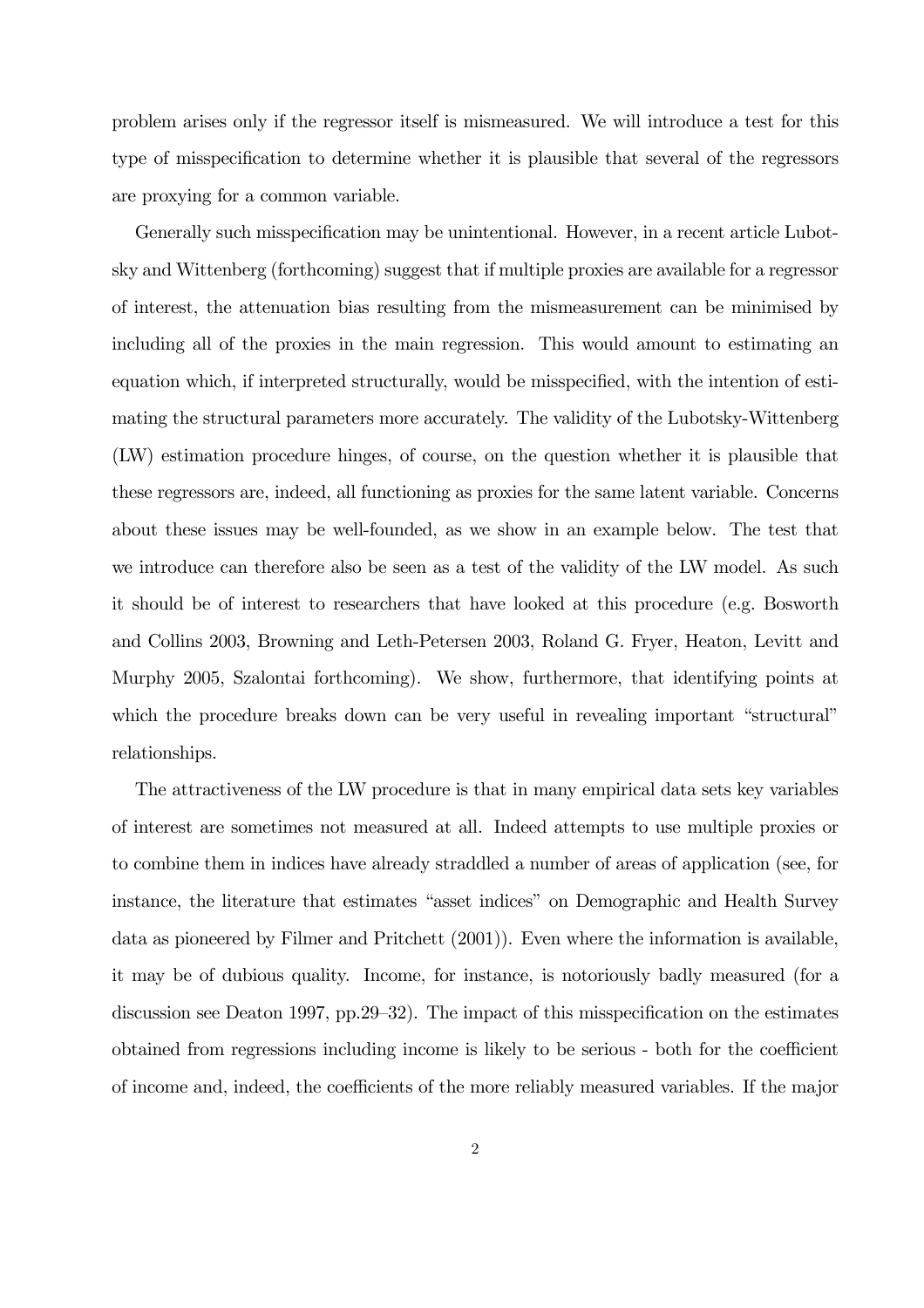problem arises only if the regressor itself is mismeasured. We will introduce a test for this type of misspecification to determine whether it is plausible that several of the regressors are proxying for a common variable.

Generally such misspecification may be unintentional. However, in a recent article Lubotsky and Wittenberg (forthcoming) suggest that if multiple proxies are available for a regressor of interest, the attenuation bias resulting from the mismeasurement can be minimised by including all of the proxies in the main regression. This would amount to estimating an equation which, if interpreted structurally, would be misspecified, with the intention of estimating the structural parameters more accurately. The validity of the Lubotsky-Wittenberg (LW) estimation procedure hinges, of course, on the question whether it is plausible that these regressors are, indeed, all functioning as proxies for the same latent variable. Concerns about these issues may be well-founded, as we show in an example below. The test that we introduce can therefore also be seen as a test of the validity of the LW model. As such it should be of interest to researchers that have looked at this procedure (e.g. Bosworth and Collins 2003, Browning and Leth-Petersen 2003, Roland G. Fryer, Heaton, Levitt and Murphy 2005, Szalontai forthcoming). We show, furthermore, that identifying points at which the procedure breaks down can be very useful in revealing important "structural" relationships.

The attractiveness of the LW procedure is that in many empirical data sets key variables of interest are sometimes not measured at all. Indeed attempts to use multiple proxies or to combine them in indices have already straddled a number of areas of application (see, for instance, the literature that estimates "asset indices" on Demographic and Health Survey data as pioneered by Filmer and Pritchett (2001)). Even where the information is available, it may be of dubious quality. Income, for instance, is notoriously badly measured (for a discussion see Deaton 1997, pp.29–32). The impact of this misspecification on the estimates obtained from regressions including income is likely to be serious - both for the coefficient of income and, indeed, the coefficients of the more reliably measured variables. If the major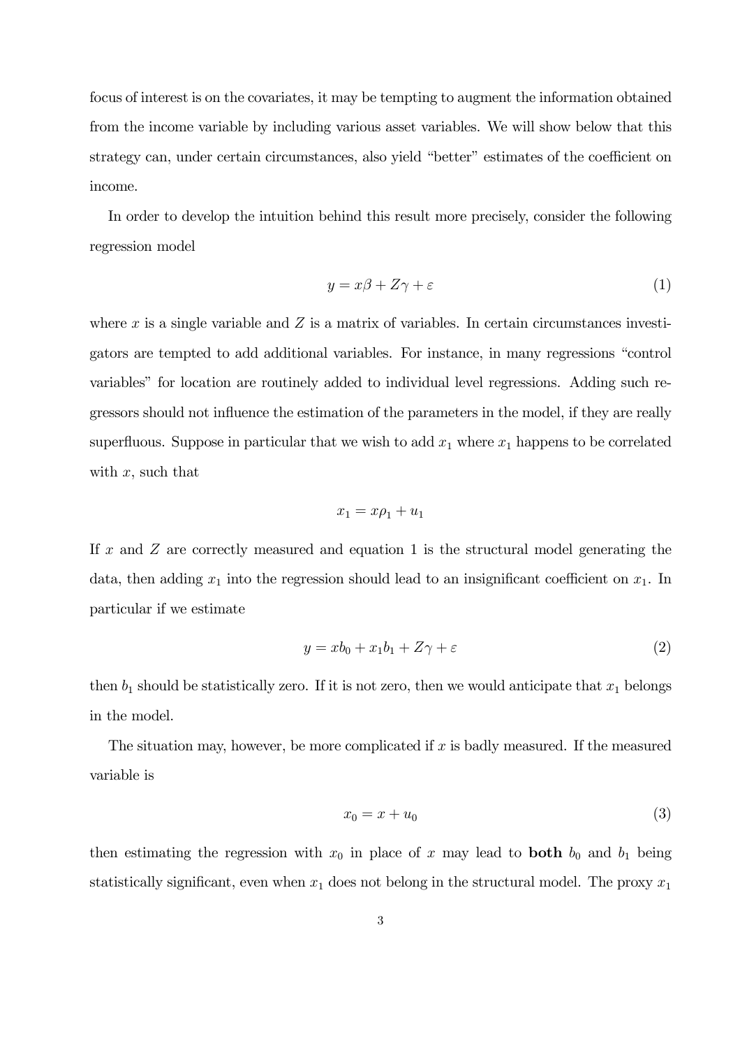focus of interest is on the covariates, it may be tempting to augment the information obtained from the income variable by including various asset variables. We will show below that this strategy can, under certain circumstances, also yield "better" estimates of the coefficient on income.

In order to develop the intuition behind this result more precisely, consider the following regression model

$$y = x\beta + Z\gamma + \varepsilon \tag{1}$$

where $x$ is a single variable and $Z$ is a matrix of variables. In certain circumstances investigators are tempted to add additional variables. For instance, in many regressions "control variables" for location are routinely added to individual level regressions. Adding such regressors should not influence the estimation of the parameters in the model, if they are really superfluous. Suppose in particular that we wish to add $x_1$ where $x_1$ happens to be correlated with $x$, such that

$$x_1 = x\rho_1 + u_1$$

If $x$ and $Z$ are correctly measured and equation 1 is the structural model generating the data, then adding $x_1$ into the regression should lead to an insignificant coefficient on $x_1$. In particular if we estimate

$$y = xb_0 + x_1 b_1 + Z\gamma + \varepsilon \tag{2}$$

then $b_1$ should be statistically zero. If it is not zero, then we would anticipate that $x_1$ belongs in the model.

The situation may, however, be more complicated if $x$ is badly measured. If the measured variable is

$$x_0 = x + u_0 \tag{3}$$

then estimating the regression with $x_0$ in place of $x$ may lead to **both** $b_0$ and $b_1$ being statistically significant, even when $x_1$ does not belong in the structural model. The proxy $x_1$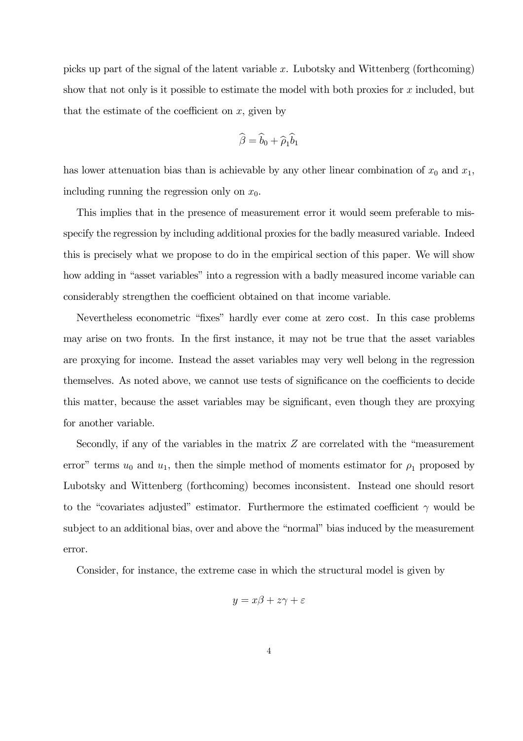picks up part of the signal of the latent variable $x$. Lubotsky and Wittenberg (forthcoming) show that not only is it possible to estimate the model with both proxies for $x$ included, but that the estimate of the coefficient on $x$, given by

$$\widehat{\beta} = \widehat{b}_0 + \widehat{\rho}_1 \widehat{b}_1$$

has lower attenuation bias than is achievable by any other linear combination of $x_0$ and $x_1$, including running the regression only on $x_0$.

This implies that in the presence of measurement error it would seem preferable to misspecify the regression by including additional proxies for the badly measured variable. Indeed this is precisely what we propose to do in the empirical section of this paper. We will show how adding in "asset variables" into a regression with a badly measured income variable can considerably strengthen the coefficient obtained on that income variable.

Nevertheless econometric "fixes" hardly ever come at zero cost. In this case problems may arise on two fronts. In the first instance, it may not be true that the asset variables are proxying for income. Instead the asset variables may very well belong in the regression themselves. As noted above, we cannot use tests of significance on the coefficients to decide this matter, because the asset variables may be significant, even though they are proxying for another variable.

Secondly, if any of the variables in the matrix $Z$ are correlated with the "measurement error" terms $u_0$ and $u_1$, then the simple method of moments estimator for $\rho_1$ proposed by Lubotsky and Wittenberg (forthcoming) becomes inconsistent. Instead one should resort to the "covariates adjusted" estimator. Furthermore the estimated coefficient $\gamma$ would be subject to an additional bias, over and above the "normal" bias induced by the measurement error.

Consider, for instance, the extreme case in which the structural model is given by

$$y = x\beta + z\gamma + \varepsilon$$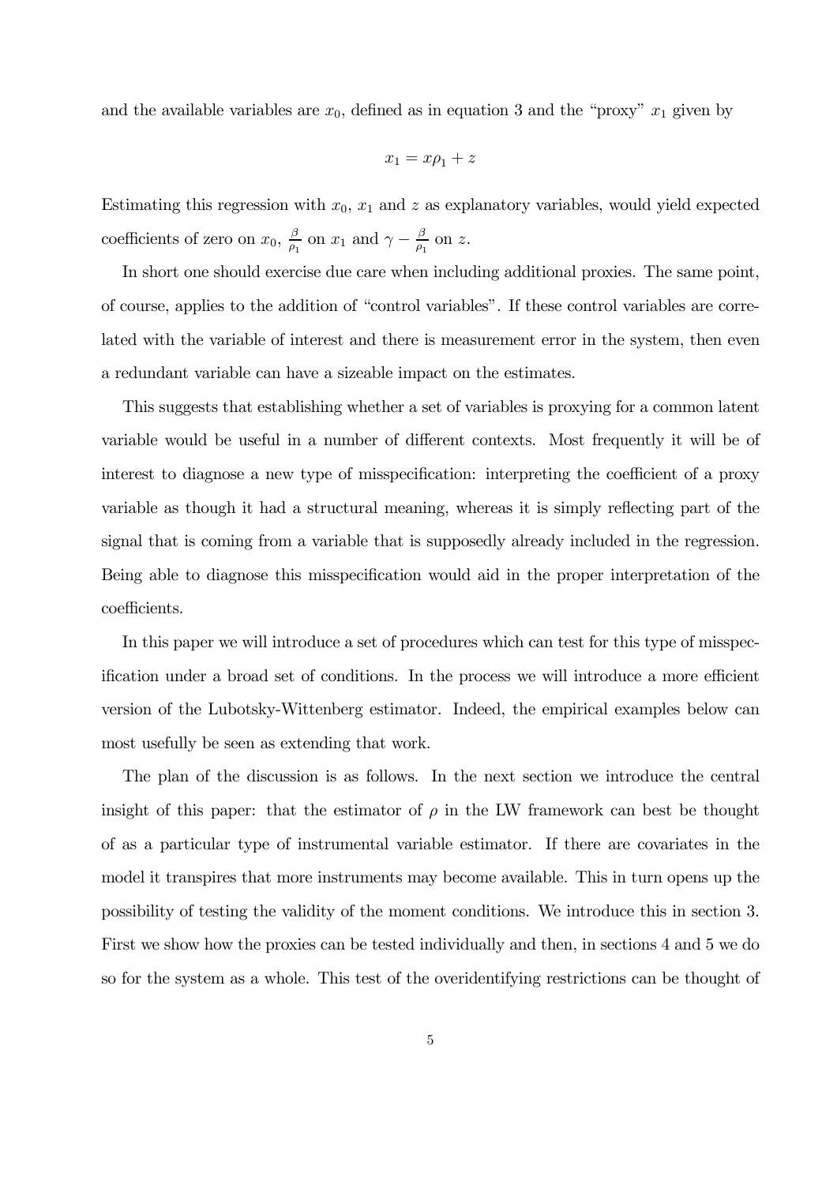and the available variables are $x_0$, defined as in equation 3 and the "proxy" $x_1$ given by

$$x_1 = x\rho_1 + z$$

Estimating this regression with $x_0$, $x_1$ and $z$ as explanatory variables, would yield expected coefficients of zero on $x_0$, $\frac{\beta}{\rho_1}$ on $x_1$ and $\gamma - \frac{\beta}{\rho_1}$ on $z$.

In short one should exercise due care when including additional proxies. The same point, of course, applies to the addition of "control variables". If these control variables are correlated with the variable of interest and there is measurement error in the system, then even a redundant variable can have a sizeable impact on the estimates.

This suggests that establishing whether a set of variables is proxying for a common latent variable would be useful in a number of different contexts. Most frequently it will be of interest to diagnose a new type of misspecification: interpreting the coefficient of a proxy variable as though it had a structural meaning, whereas it is simply reflecting part of the signal that is coming from a variable that is supposedly already included in the regression. Being able to diagnose this misspecification would aid in the proper interpretation of the coefficients.

In this paper we will introduce a set of procedures which can test for this type of misspecification under a broad set of conditions. In the process we will introduce a more efficient version of the Lubotsky-Wittenberg estimator. Indeed, the empirical examples below can most usefully be seen as extending that work.

The plan of the discussion is as follows. In the next section we introduce the central insight of this paper: that the estimator of $\rho$ in the LW framework can best be thought of as a particular type of instrumental variable estimator. If there are covariates in the model it transpires that more instruments may become available. This in turn opens up the possibility of testing the validity of the moment conditions. We introduce this in section 3. First we show how the proxies can be tested individually and then, in sections 4 and 5 we do so for the system as a whole. This test of the overidentifying restrictions can be thought of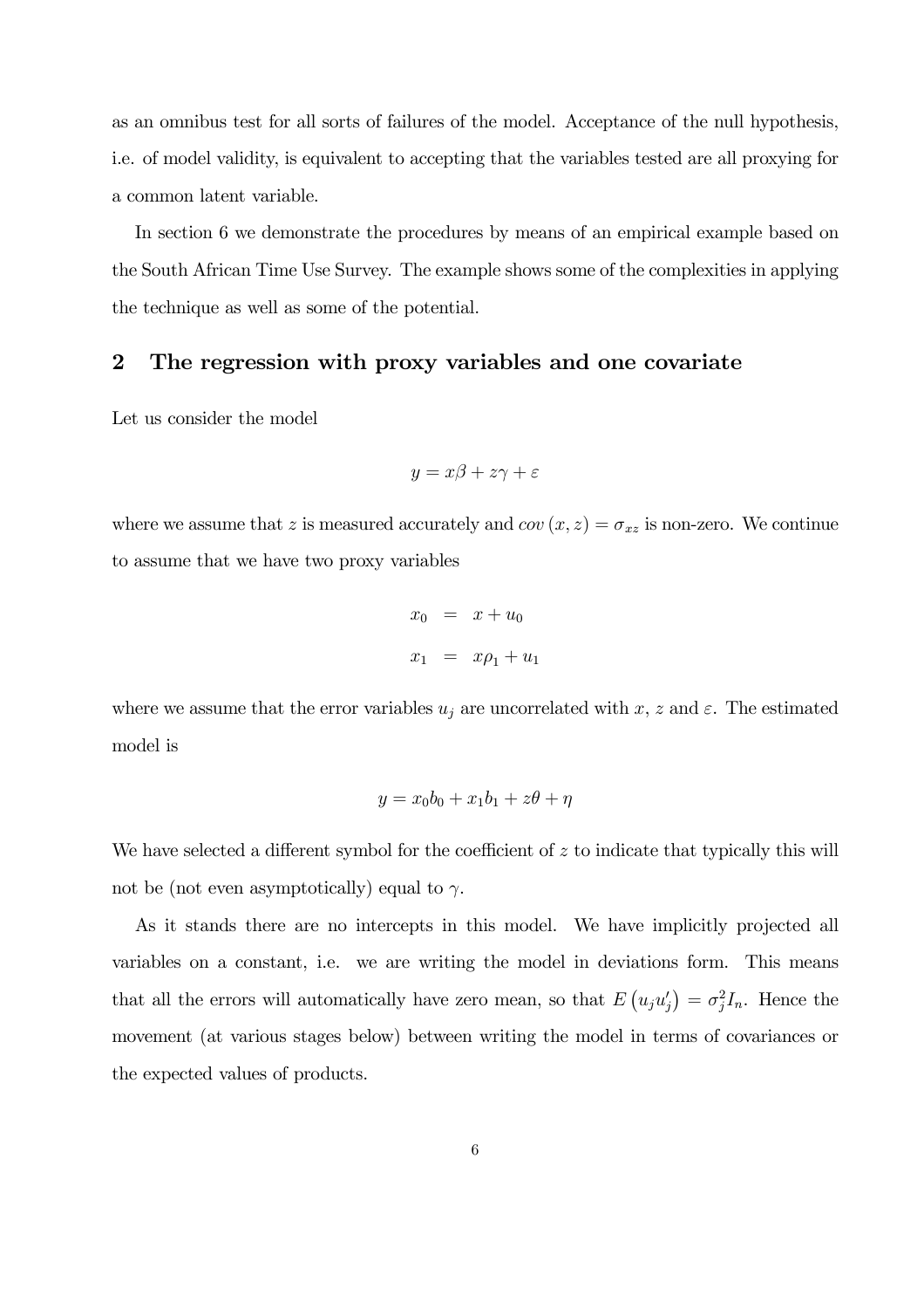as an omnibus test for all sorts of failures of the model. Acceptance of the null hypothesis, i.e. of model validity, is equivalent to accepting that the variables tested are all proxying for a common latent variable.

In section 6 we demonstrate the procedures by means of an empirical example based on the South African Time Use Survey. The example shows some of the complexities in applying the technique as well as some of the potential.

## 2 The regression with proxy variables and one covariate

Let us consider the model

$$y = x\beta + z\gamma + \varepsilon$$

where we assume that $z$ is measured accurately and $cov(x, z) = \sigma_{xz}$ is non-zero. We continue to assume that we have two proxy variables

$$\begin{aligned} x_0 &= x + u_0 \\ x_1 &= x\rho_1 + u_1 \end{aligned}$$

where we assume that the error variables $u_j$ are uncorrelated with $x$, $z$ and $\varepsilon$. The estimated model is

$$y = x_0 b_0 + x_1 b_1 + z\theta + \eta$$

We have selected a different symbol for the coefficient of $z$ to indicate that typically this will not be (not even asymptotically) equal to $\gamma$.

As it stands there are no intercepts in this model. We have implicitly projected all variables on a constant, i.e. we are writing the model in deviations form. This means that all the errors will automatically have zero mean, so that $E\left(u_j u_j'\right) = \sigma_j^2 I_n$. Hence the movement (at various stages below) between writing the model in terms of covariances or the expected values of products.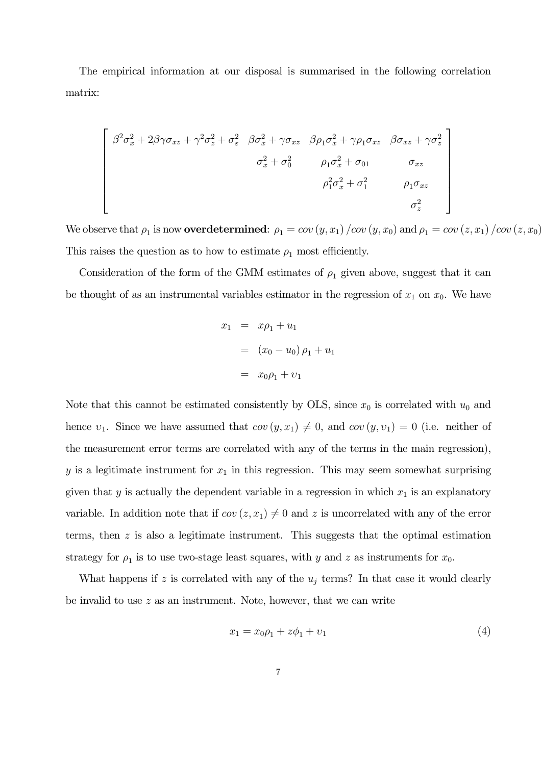The empirical information at our disposal is summarised in the following correlation matrix:

$$
\begin{bmatrix}
\beta^2\sigma_x^2 + 2\beta\gamma\sigma_{xz} + \gamma^2\sigma_z^2 + \sigma_\varepsilon^2 & \beta\sigma_x^2 + \gamma\sigma_{xz} & \beta\rho_1\sigma_x^2 + \gamma\rho_1\sigma_{xz} & \beta\sigma_{xz} + \gamma\sigma_z^2 \\
 & \sigma_x^2 + \sigma_0^2 & \rho_1\sigma_x^2 + \sigma_{01} & \sigma_{xz} \\
 & & \rho_1^2\sigma_x^2 + \sigma_1^2 & \rho_1\sigma_{xz} \\
 & & & \sigma_z^2
\end{bmatrix}
$$

We observe that $\rho_1$ is now **overdetermined**: $\rho_1 = cov(y, x_1)/cov(y, x_0)$ and $\rho_1 = cov(z, x_1)/cov(z, x_0)$ This raises the question as to how to estimate $\rho_1$ most efficiently.

Consideration of the form of the GMM estimates of $\rho_1$ given above, suggest that it can be thought of as an instrumental variables estimator in the regression of $x_1$ on $x_0$. We have

$$
\begin{aligned}
x_1 &= x\rho_1 + u_1 \\
&= (x_0 - u_0)\rho_1 + u_1 \\
&= x_0\rho_1 + \upsilon_1
\end{aligned}
$$

Note that this cannot be estimated consistently by OLS, since $x_0$ is correlated with $u_0$ and hence $\upsilon_1$. Since we have assumed that $cov(y, x_1) \neq 0$, and $cov(y, \upsilon_1) = 0$ (i.e. neither of the measurement error terms are correlated with any of the terms in the main regression), $y$ is a legitimate instrument for $x_1$ in this regression. This may seem somewhat surprising given that $y$ is actually the dependent variable in a regression in which $x_1$ is an explanatory variable. In addition note that if $cov(z, x_1) \neq 0$ and $z$ is uncorrelated with any of the error terms, then $z$ is also a legitimate instrument. This suggests that the optimal estimation strategy for $\rho_1$ is to use two-stage least squares, with $y$ and $z$ as instruments for $x_0$.

What happens if $z$ is correlated with any of the $u_j$ terms? In that case it would clearly be invalid to use $z$ as an instrument. Note, however, that we can write

$$
x_1 = x_0\rho_1 + z\phi_1 + \upsilon_1 \tag{4}
$$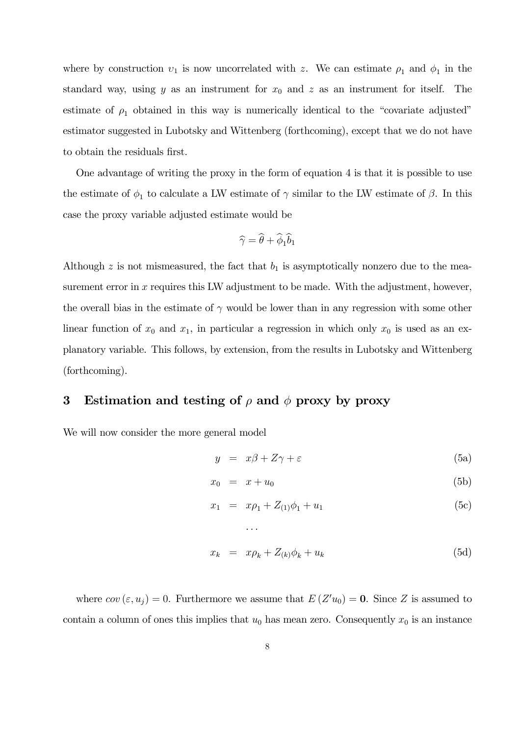where by construction $v_1$ is now uncorrelated with $z$. We can estimate $\rho_1$ and $\phi_1$ in the standard way, using $y$ as an instrument for $x_0$ and $z$ as an instrument for itself. The estimate of $\rho_1$ obtained in this way is numerically identical to the "covariate adjusted" estimator suggested in Lubotsky and Wittenberg (forthcoming), except that we do not have to obtain the residuals first.

One advantage of writing the proxy in the form of equation 4 is that it is possible to use the estimate of $\phi_1$ to calculate a LW estimate of $\gamma$ similar to the LW estimate of $\beta$. In this case the proxy variable adjusted estimate would be

$$\widehat{\gamma} = \widehat{\theta} + \widehat{\phi}_1 \widehat{b}_1$$

Although $z$ is not mismeasured, the fact that $b_1$ is asymptotically nonzero due to the measurement error in $x$ requires this LW adjustment to be made. With the adjustment, however, the overall bias in the estimate of $\gamma$ would be lower than in any regression with some other linear function of $x_0$ and $x_1$, in particular a regression in which only $x_0$ is used as an explanatory variable. This follows, by extension, from the results in Lubotsky and Wittenberg (forthcoming).

## 3 Estimation and testing of $\rho$ and $\phi$ proxy by proxy

We will now consider the more general model

$$y = x\beta + Z\gamma + \varepsilon \tag{5a}$$

$$x_0 = x + u_0 \tag{5b}$$

$$x_1 = x\rho_1 + Z_{(1)}\phi_1 + u_1 \tag{5c}$$

$$\cdots$$

$$x_k = x\rho_k + Z_{(k)}\phi_k + u_k \tag{5d}$$

where $cov(\varepsilon, u_j) = 0$. Furthermore we assume that $E(Z'u_0) = \mathbf{0}$. Since $Z$ is assumed to contain a column of ones this implies that $u_0$ has mean zero. Consequently $x_0$ is an instance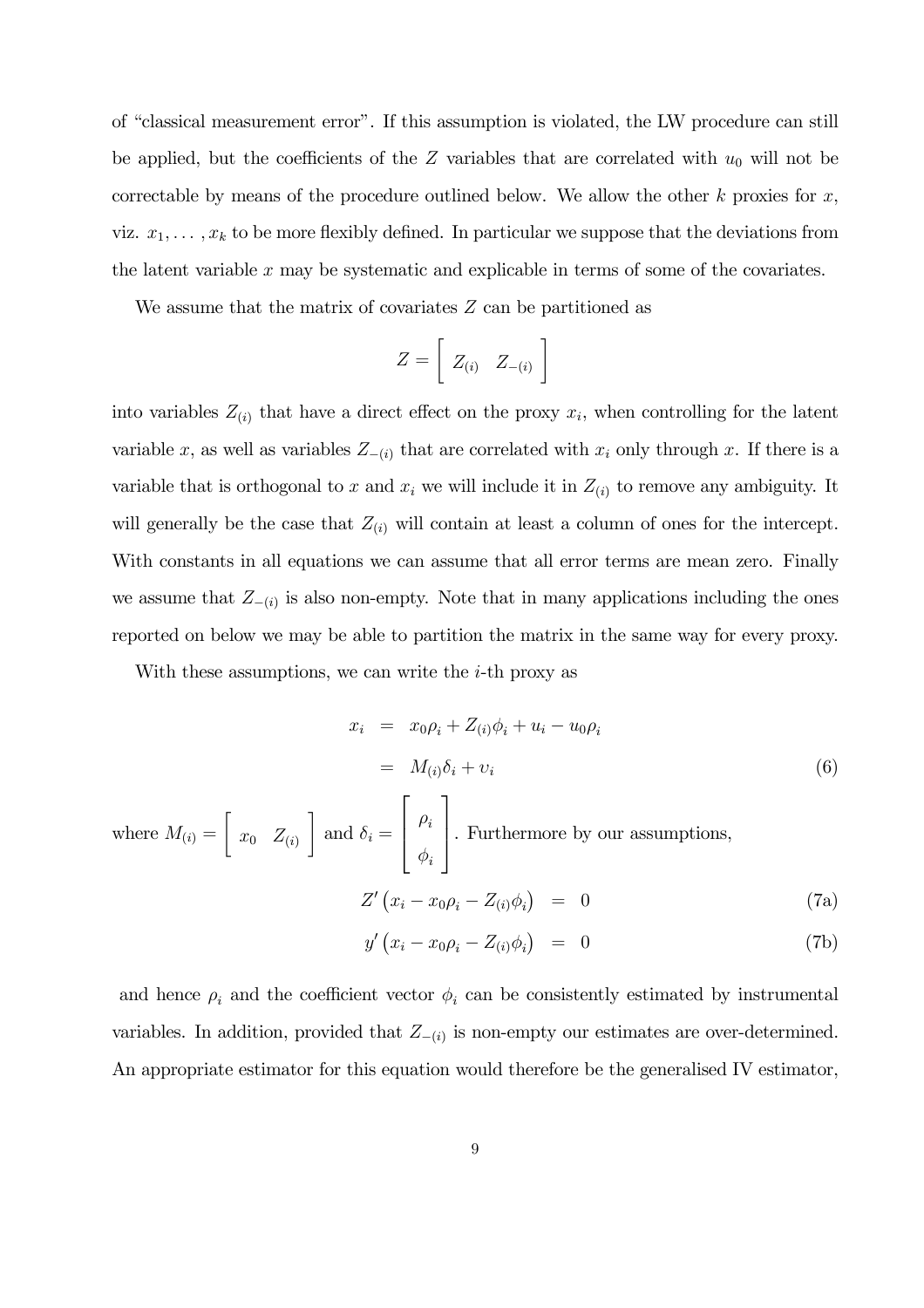of "classical measurement error". If this assumption is violated, the LW procedure can still be applied, but the coefficients of the $Z$ variables that are correlated with $u_0$ will not be correctable by means of the procedure outlined below. We allow the other $k$ proxies for $x$, viz. $x_1, \ldots, x_k$ to be more flexibly defined. In particular we suppose that the deviations from the latent variable $x$ may be systematic and explicable in terms of some of the covariates.

We assume that the matrix of covariates $Z$ can be partitioned as

$$Z = \left[ \begin{array}{cc} Z_{(i)} & Z_{-(i)} \end{array} \right]$$

into variables $Z_{(i)}$ that have a direct effect on the proxy $x_i$, when controlling for the latent variable $x$, as well as variables $Z_{-(i)}$ that are correlated with $x_i$ only through $x$. If there is a variable that is orthogonal to $x$ and $x_i$ we will include it in $Z_{(i)}$ to remove any ambiguity. It will generally be the case that $Z_{(i)}$ will contain at least a column of ones for the intercept. With constants in all equations we can assume that all error terms are mean zero. Finally we assume that $Z_{-(i)}$ is also non-empty. Note that in many applications including the ones reported on below we may be able to partition the matrix in the same way for every proxy.

With these assumptions, we can write the $i$-th proxy as

$$\begin{aligned} x_i &= x_0\rho_i + Z_{(i)}\phi_i + u_i - u_0\rho_i \\ &= M_{(i)}\delta_i + \upsilon_i \end{aligned} \tag{6}$$

where $M_{(i)} = \left[ \begin{array}{cc} x_0 & Z_{(i)} \end{array} \right]$ and $\delta_i = \left[ \begin{array}{c} \rho_i \\ \phi_i \end{array} \right]$. Furthermore by our assumptions,

$$Z' \left( x_i - x_0\rho_i - Z_{(i)}\phi_i \right) = 0 \tag{7a}$$

$$y' \left( x_i - x_0\rho_i - Z_{(i)}\phi_i \right) = 0 \tag{7b}$$

and hence $\rho_i$ and the coefficient vector $\phi_i$ can be consistently estimated by instrumental variables. In addition, provided that $Z_{-(i)}$ is non-empty our estimates are over-determined. An appropriate estimator for this equation would therefore be the generalised IV estimator,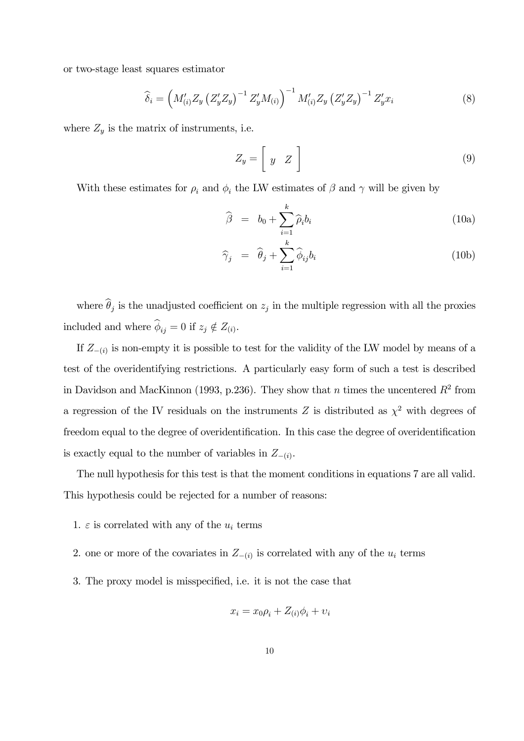or two-stage least squares estimator

$$\widehat{\delta}_i = \left( M_{(i)}' Z_y \left( Z_y' Z_y \right)^{-1} Z_y' M_{(i)} \right)^{-1} M_{(i)}' Z_y \left( Z_y' Z_y \right)^{-1} Z_y' x_i \tag{8}$$

where $Z_y$ is the matrix of instruments, i.e.

$$Z_y = \left[ \begin{array}{cc} y & Z \end{array} \right] \tag{9}$$

With these estimates for $\rho_i$ and $\phi_i$ the LW estimates of $\beta$ and $\gamma$ will be given by

$$\widehat{\beta} = b_0 + \sum_{i=1}^{k} \widehat{\rho}_i b_i \tag{10a}$$

$$\widehat{\gamma}_j = \widehat{\theta}_j + \sum_{i=1}^{k} \widehat{\phi}_{ij} b_i \tag{10b}$$

where $\widehat{\theta}_j$ is the unadjusted coefficient on $z_j$ in the multiple regression with all the proxies included and where $\widehat{\phi}_{ij} = 0$ if $z_j \notin Z_{(i)}$.

If $Z_{-(i)}$ is non-empty it is possible to test for the validity of the LW model by means of a test of the overidentifying restrictions. A particularly easy form of such a test is described in Davidson and MacKinnon (1993, p.236). They show that $n$ times the uncentered $R^2$ from a regression of the IV residuals on the instruments $Z$ is distributed as $\chi^2$ with degrees of freedom equal to the degree of overidentification. In this case the degree of overidentification is exactly equal to the number of variables in $Z_{-(i)}$.

The null hypothesis for this test is that the moment conditions in equations 7 are all valid. This hypothesis could be rejected for a number of reasons:

1. $\varepsilon$ is correlated with any of the $u_i$ terms
2. one or more of the covariates in $Z_{-(i)}$ is correlated with any of the $u_i$ terms
3. The proxy model is misspecified, i.e. it is not the case that

$$x_i = x_0 \rho_i + Z_{(i)} \phi_i + \upsilon_i$$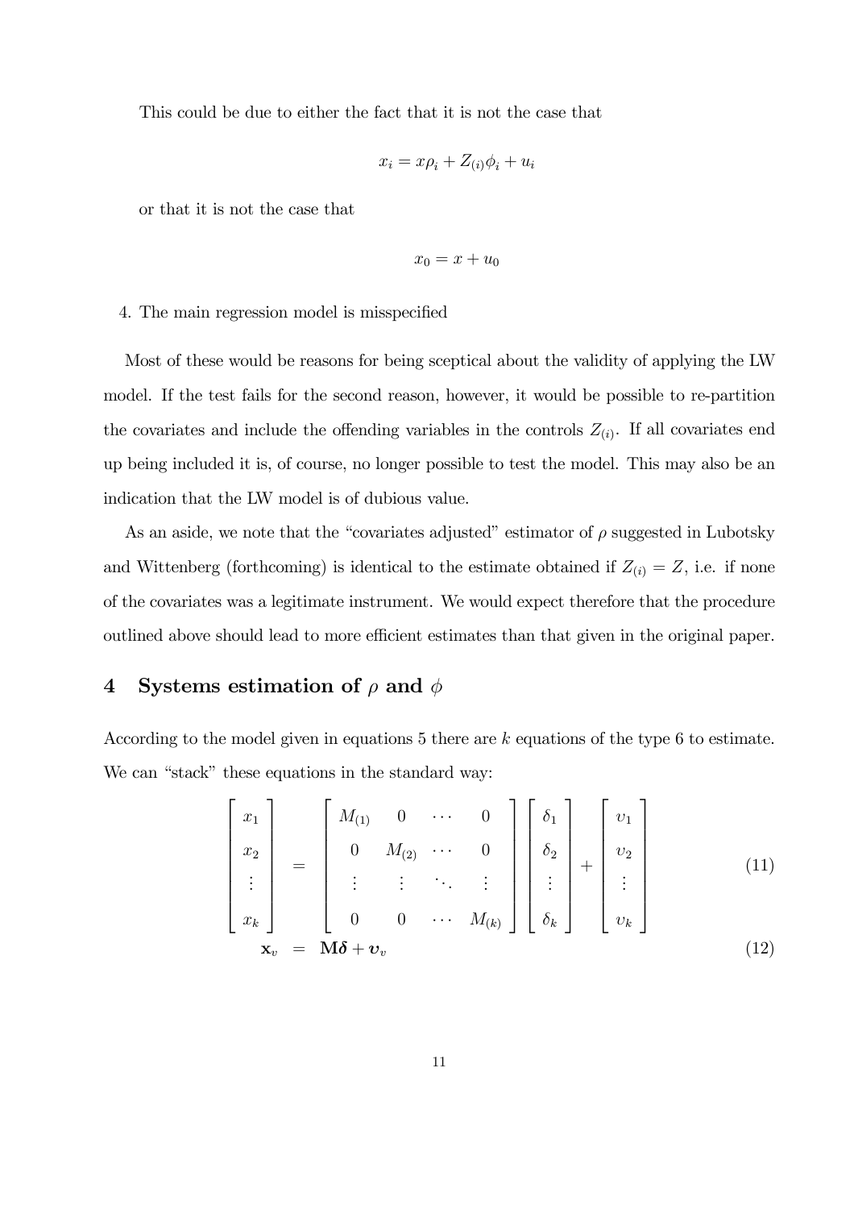This could be due to either the fact that it is not the case that

$$x_i = x\rho_i + Z_{(i)}\phi_i + u_i$$

or that it is not the case that

$$x_0 = x + u_0$$

4. The main regression model is misspecified

Most of these would be reasons for being sceptical about the validity of applying the LW model. If the test fails for the second reason, however, it would be possible to re-partition the covariates and include the offending variables in the controls $Z_{(i)}$. If all covariates end up being included it is, of course, no longer possible to test the model. This may also be an indication that the LW model is of dubious value.

As an aside, we note that the "covariates adjusted" estimator of $\rho$ suggested in Lubotsky and Wittenberg (forthcoming) is identical to the estimate obtained if $Z_{(i)} = Z$, i.e. if none of the covariates was a legitimate instrument. We would expect therefore that the procedure outlined above should lead to more efficient estimates than that given in the original paper.

## 4 Systems estimation of $\rho$ and $\phi$

According to the model given in equations 5 there are $k$ equations of the type 6 to estimate. We can "stack" these equations in the standard way:

$$\begin{bmatrix} x_1 \\ x_2 \\ \vdots \\ x_k \end{bmatrix} = \begin{bmatrix} M_{(1)} & 0 & \cdots & 0 \\ 0 & M_{(2)} & \cdots & 0 \\ \vdots & \vdots & \ddots & \vdots \\ 0 & 0 & \cdots & M_{(k)} \end{bmatrix} \begin{bmatrix} \delta_1 \\ \delta_2 \\ \vdots \\ \delta_k \end{bmatrix} + \begin{bmatrix} \upsilon_1 \\ \upsilon_2 \\ \vdots \\ \upsilon_k \end{bmatrix} \tag{11}$$

$$\mathbf{x}_v = \mathbf{M}\boldsymbol{\delta} + \boldsymbol{\upsilon}_v \tag{12}$$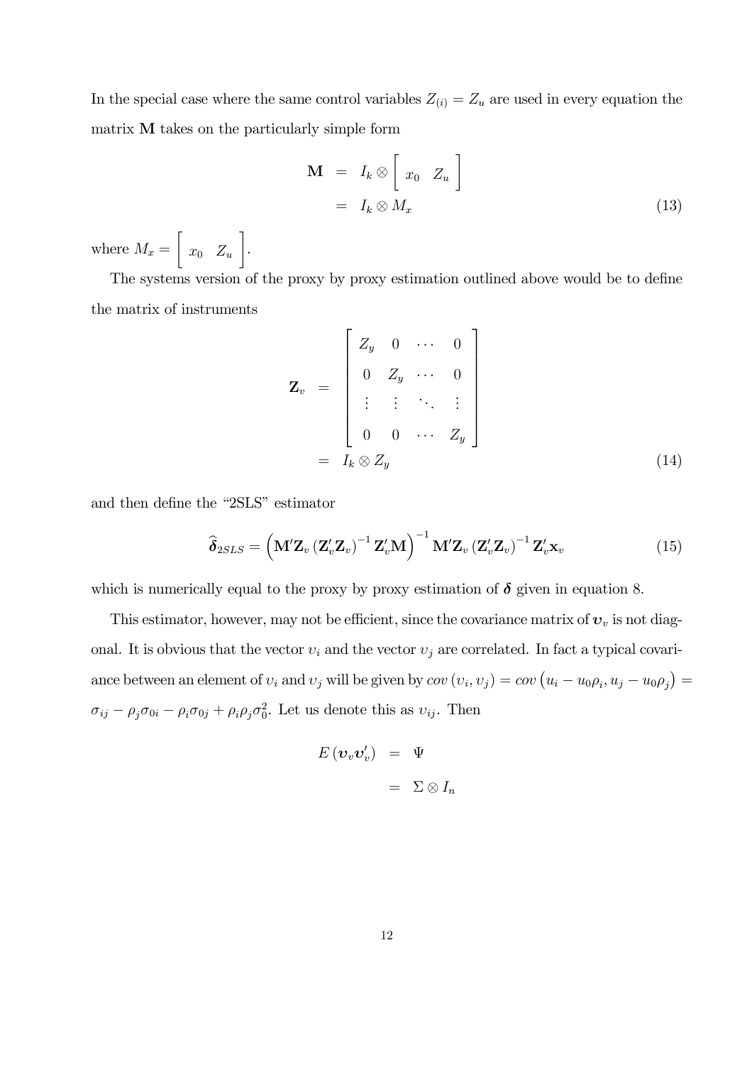In the special case where the same control variables $Z_{(i)} = Z_u$ are used in every equation the matrix $\mathbf{M}$ takes on the particularly simple form

$$
\begin{aligned}
\mathbf{M} &= I_k \otimes \left[ \begin{array}{cc} x_0 & Z_u \end{array} \right] \\
&= I_k \otimes M_x
\end{aligned} \tag{13}
$$

where $M_x = \left[ \begin{array}{cc} x_0 & Z_u \end{array} \right]$.

The systems version of the proxy by proxy estimation outlined above would be to define the matrix of instruments

$$
\begin{aligned}
\mathbf{Z}_v &= \left[ \begin{array}{cccc} Z_y & 0 & \cdots & 0 \\ 0 & Z_y & \cdots & 0 \\ \vdots & \vdots & \ddots & \vdots \\ 0 & 0 & \cdots & Z_y \end{array} \right] \\
&= I_k \otimes Z_y
\end{aligned} \tag{14}
$$

and then define the "2SLS" estimator

$$
\widehat{\boldsymbol{\delta}}_{2SLS} = \left( \mathbf{M}'\mathbf{Z}_v \left( \mathbf{Z}_v'\mathbf{Z}_v \right)^{-1} \mathbf{Z}_v'\mathbf{M} \right)^{-1} \mathbf{M}'\mathbf{Z}_v \left( \mathbf{Z}_v'\mathbf{Z}_v \right)^{-1} \mathbf{Z}_v'\mathbf{x}_v \tag{15}
$$

which is numerically equal to the proxy by proxy estimation of $\boldsymbol{\delta}$ given in equation 8.

This estimator, however, may not be efficient, since the covariance matrix of $\boldsymbol{\upsilon}_v$ is not diagonal. It is obvious that the vector $\upsilon_i$ and the vector $\upsilon_j$ are correlated. In fact a typical covariance between an element of $\upsilon_i$ and $\upsilon_j$ will be given by $cov\left(\upsilon_i, \upsilon_j\right) = cov\left(u_i - u_0\rho_i, u_j - u_0\rho_j\right) = \sigma_{ij} - \rho_j\sigma_{0i} - \rho_i\sigma_{0j} + \rho_i\rho_j\sigma_0^2$. Let us denote this as $\upsilon_{ij}$. Then

$$
\begin{aligned}
E\left(\boldsymbol{\upsilon}_v\boldsymbol{\upsilon}_v'\right) &= \Psi \\
&= \Sigma \otimes I_n
\end{aligned}
$$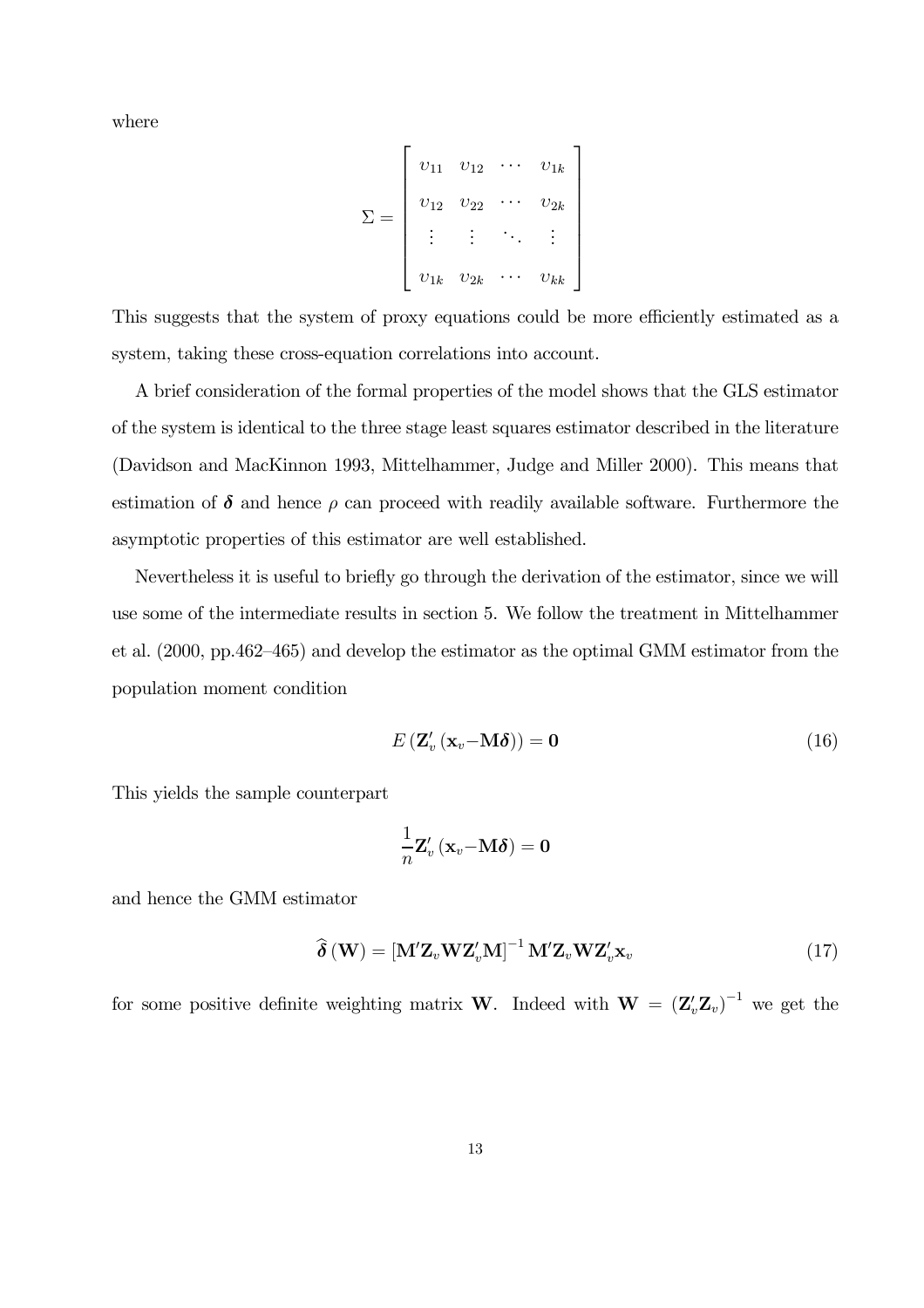where

$$
\Sigma = \begin{bmatrix} \upsilon_{11} & \upsilon_{12} & \cdots & \upsilon_{1k} \\ \upsilon_{12} & \upsilon_{22} & \cdots & \upsilon_{2k} \\ \vdots & \vdots & \ddots & \vdots \\ \upsilon_{1k} & \upsilon_{2k} & \cdots & \upsilon_{kk} \end{bmatrix}
$$

This suggests that the system of proxy equations could be more efficiently estimated as a system, taking these cross-equation correlations into account.

A brief consideration of the formal properties of the model shows that the GLS estimator of the system is identical to the three stage least squares estimator described in the literature (Davidson and MacKinnon 1993, Mittelhammer, Judge and Miller 2000). This means that estimation of $\boldsymbol{\delta}$ and hence $\rho$ can proceed with readily available software. Furthermore the asymptotic properties of this estimator are well established.

Nevertheless it is useful to briefly go through the derivation of the estimator, since we will use some of the intermediate results in section 5. We follow the treatment in Mittelhammer et al. (2000, pp.462–465) and develop the estimator as the optimal GMM estimator from the population moment condition

$$
E\left(\mathbf{Z}_v'\left(\mathbf{x}_v - \mathbf{M}\boldsymbol{\delta}\right)\right) = \mathbf{0} \tag{16}
$$

This yields the sample counterpart

$$
\frac{1}{n}\mathbf{Z}_v'\left(\mathbf{x}_v - \mathbf{M}\boldsymbol{\delta}\right) = \mathbf{0}
$$

and hence the GMM estimator

$$
\widehat{\boldsymbol{\delta}}\left(\mathbf{W}\right) = \left[\mathbf{M}'\mathbf{Z}_v\mathbf{W}\mathbf{Z}_v'\mathbf{M}\right]^{-1}\mathbf{M}'\mathbf{Z}_v\mathbf{W}\mathbf{Z}_v'\mathbf{x}_v \tag{17}
$$

for some positive definite weighting matrix $\mathbf{W}$. Indeed with $\mathbf{W} = \left(\mathbf{Z}_v'\mathbf{Z}_v\right)^{-1}$ we get the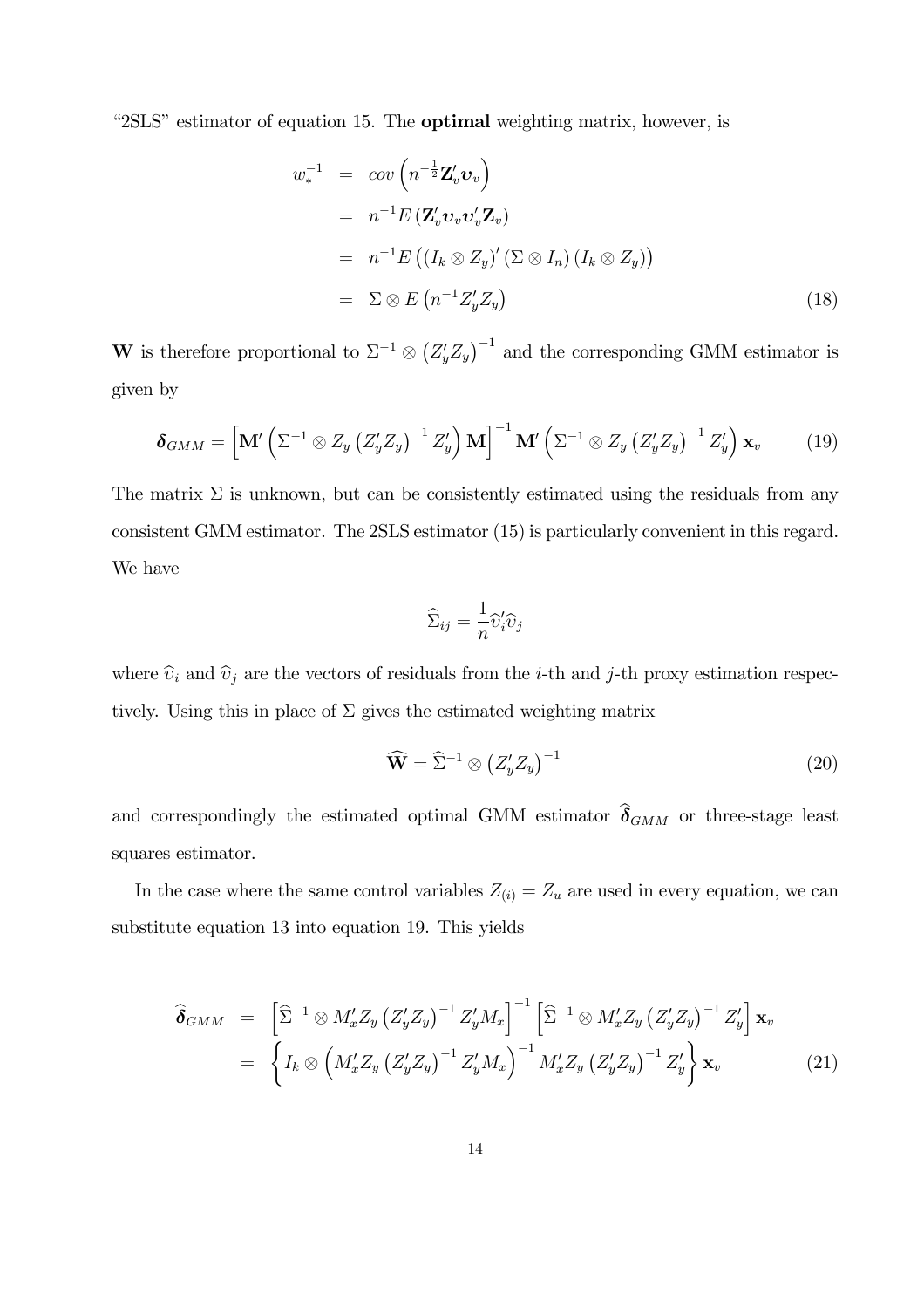"2SLS" estimator of equation 15. The **optimal** weighting matrix, however, is

$$
\begin{aligned}
w_*^{-1} &= cov\left(n^{-\frac{1}{2}}\mathbf{Z}_v'\boldsymbol{\upsilon}_v\right) \\
&= n^{-1}E\left(\mathbf{Z}_v'\boldsymbol{\upsilon}_v\boldsymbol{\upsilon}_v'\mathbf{Z}_v\right) \\
&= n^{-1}E\left(\left(I_k \otimes Z_y\right)'\left(\Sigma \otimes I_n\right)\left(I_k \otimes Z_y\right)\right) \\
&= \Sigma \otimes E\left(n^{-1}Z_y'Z_y\right)
\end{aligned}
\tag{18}
$$

$\mathbf{W}$ is therefore proportional to $\Sigma^{-1} \otimes \left(Z_y'Z_y\right)^{-1}$ and the corresponding GMM estimator is given by

$$
\boldsymbol{\delta}_{GMM} = \left[\mathbf{M}'\left(\Sigma^{-1} \otimes Z_y\left(Z_y'Z_y\right)^{-1}Z_y'\right)\mathbf{M}\right]^{-1}\mathbf{M}'\left(\Sigma^{-1} \otimes Z_y\left(Z_y'Z_y\right)^{-1}Z_y'\right)\mathbf{x}_v \tag{19}
$$

The matrix $\Sigma$ is unknown, but can be consistently estimated using the residuals from any consistent GMM estimator. The 2SLS estimator (15) is particularly convenient in this regard. We have

$$
\widehat{\Sigma}_{ij} = \frac{1}{n}\widehat{\upsilon}_i'\widehat{\upsilon}_j
$$

where $\widehat{\upsilon}_i$ and $\widehat{\upsilon}_j$ are the vectors of residuals from the $i$-th and $j$-th proxy estimation respectively. Using this in place of $\Sigma$ gives the estimated weighting matrix

$$
\widehat{\mathbf{W}} = \widehat{\Sigma}^{-1} \otimes \left(Z_y'Z_y\right)^{-1} \tag{20}
$$

and correspondingly the estimated optimal GMM estimator $\widehat{\boldsymbol{\delta}}_{GMM}$ or three-stage least squares estimator.

In the case where the same control variables $Z_{(i)} = Z_u$ are used in every equation, we can substitute equation 13 into equation 19. This yields

$$
\begin{aligned}
\widehat{\boldsymbol{\delta}}_{GMM} &= \left[\widehat{\Sigma}^{-1} \otimes M_x'Z_y\left(Z_y'Z_y\right)^{-1}Z_y'M_x\right]^{-1}\left[\widehat{\Sigma}^{-1} \otimes M_x'Z_y\left(Z_y'Z_y\right)^{-1}Z_y'\right]\mathbf{x}_v \\
&= \left\{I_k \otimes \left(M_x'Z_y\left(Z_y'Z_y\right)^{-1}Z_y'M_x\right)^{-1}M_x'Z_y\left(Z_y'Z_y\right)^{-1}Z_y'\right\}\mathbf{x}_v
\end{aligned}
\tag{21}
$$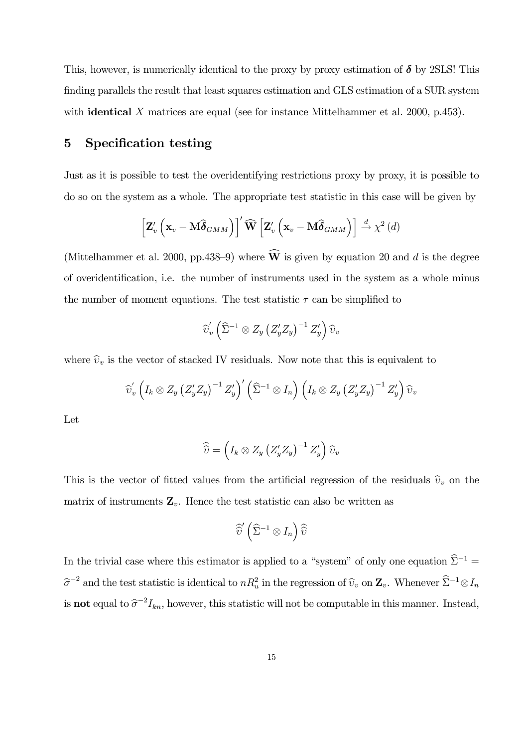This, however, is numerically identical to the proxy by proxy estimation of $\boldsymbol{\delta}$ by 2SLS! This finding parallels the result that least squares estimation and GLS estimation of a SUR system with **identical** $X$ matrices are equal (see for instance Mittelhammer et al. 2000, p.453).

## 5 Specification testing

Just as it is possible to test the overidentifying restrictions proxy by proxy, it is possible to do so on the system as a whole. The appropriate test statistic in this case will be given by

$$\left[\mathbf{Z}_v'\left(\mathbf{x}_v - \mathbf{M}\widehat{\boldsymbol{\delta}}_{GMM}\right)\right]'\widehat{\mathbf{W}}\left[\mathbf{Z}_v'\left(\mathbf{x}_v - \mathbf{M}\widehat{\boldsymbol{\delta}}_{GMM}\right)\right] \xrightarrow{d} \chi^2(d)$$

(Mittelhammer et al. 2000, pp.438–9) where $\widehat{\mathbf{W}}$ is given by equation 20 and $d$ is the degree of overidentification, i.e. the number of instruments used in the system as a whole minus the number of moment equations. The test statistic $\tau$ can be simplified to

$$\widehat{\upsilon}_v'\left(\widehat{\Sigma}^{-1}\otimes Z_y\left(Z_y'Z_y\right)^{-1}Z_y'\right)\widehat{\upsilon}_v$$

where $\widehat{\upsilon}_v$ is the vector of stacked IV residuals. Now note that this is equivalent to

$$\widehat{\upsilon}_v'\left(I_k\otimes Z_y\left(Z_y'Z_y\right)^{-1}Z_y'\right)'\left(\widehat{\Sigma}^{-1}\otimes I_n\right)\left(I_k\otimes Z_y\left(Z_y'Z_y\right)^{-1}Z_y'\right)\widehat{\upsilon}_v$$

Let

$$\widehat{\widehat{\upsilon}} = \left(I_k\otimes Z_y\left(Z_y'Z_y\right)^{-1}Z_y'\right)\widehat{\upsilon}_v$$

This is the vector of fitted values from the artificial regression of the residuals $\widehat{\upsilon}_v$ on the matrix of instruments $\mathbf{Z}_v$. Hence the test statistic can also be written as

$$\widehat{\widehat{\upsilon}}'\left(\widehat{\Sigma}^{-1}\otimes I_n\right)\widehat{\widehat{\upsilon}}$$

In the trivial case where this estimator is applied to a "system" of only one equation $\widehat{\Sigma}^{-1} = \widehat{\sigma}^{-2}$ and the test statistic is identical to $nR_u^2$ in the regression of $\widehat{\upsilon}_v$ on $\mathbf{Z}_v$. Whenever $\widehat{\Sigma}^{-1}\otimes I_n$ is **not** equal to $\widehat{\sigma}^{-2}I_{kn}$, however, this statistic will not be computable in this manner. Instead,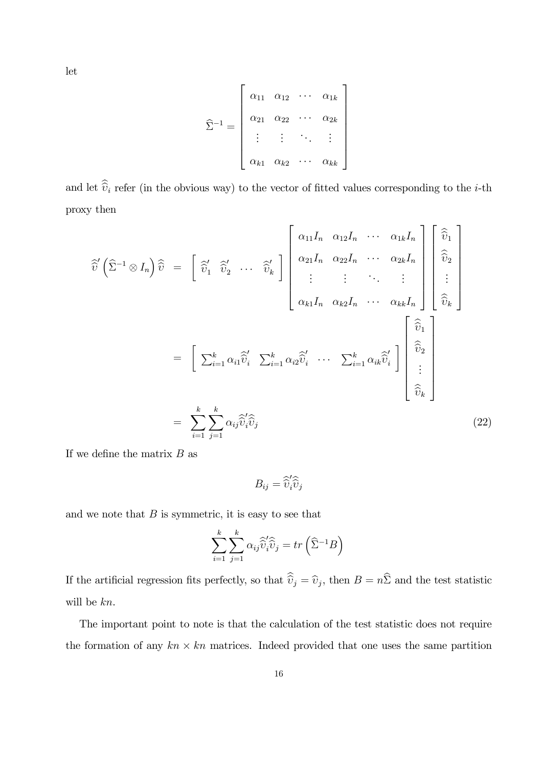let

$$\widehat{\Sigma}^{-1} = \begin{bmatrix} \alpha_{11} & \alpha_{12} & \cdots & \alpha_{1k} \\ \alpha_{21} & \alpha_{22} & \cdots & \alpha_{2k} \\ \vdots & \vdots & \ddots & \vdots \\ \alpha_{k1} & \alpha_{k2} & \cdots & \alpha_{kk} \end{bmatrix}$$

and let $\widehat{\widehat{\upsilon}}_i$ refer (in the obvious way) to the vector of fitted values corresponding to the $i$-th proxy then

$$\begin{aligned}
\widehat{\widehat{\upsilon}}' \left( \widehat{\Sigma}^{-1} \otimes I_n \right) \widehat{\widehat{\upsilon}} &= \begin{bmatrix} \widehat{\widehat{\upsilon}}_1' & \widehat{\widehat{\upsilon}}_2' & \cdots & \widehat{\widehat{\upsilon}}_k' \end{bmatrix} \begin{bmatrix} \alpha_{11} I_n & \alpha_{12} I_n & \cdots & \alpha_{1k} I_n \\ \alpha_{21} I_n & \alpha_{22} I_n & \cdots & \alpha_{2k} I_n \\ \vdots & \vdots & \ddots & \vdots \\ \alpha_{k1} I_n & \alpha_{k2} I_n & \cdots & \alpha_{kk} I_n \end{bmatrix} \begin{bmatrix} \widehat{\widehat{\upsilon}}_1 \\ \widehat{\widehat{\upsilon}}_2 \\ \vdots \\ \widehat{\widehat{\upsilon}}_k \end{bmatrix} \\
&= \begin{bmatrix} \sum_{i=1}^k \alpha_{i1} \widehat{\widehat{\upsilon}}_i' & \sum_{i=1}^k \alpha_{i2} \widehat{\widehat{\upsilon}}_i' & \cdots & \sum_{i=1}^k \alpha_{ik} \widehat{\widehat{\upsilon}}_i' \end{bmatrix} \begin{bmatrix} \widehat{\widehat{\upsilon}}_1 \\ \widehat{\widehat{\upsilon}}_2 \\ \vdots \\ \widehat{\widehat{\upsilon}}_k \end{bmatrix} \\
&= \sum_{i=1}^k \sum_{j=1}^k \alpha_{ij} \widehat{\widehat{\upsilon}}_i' \widehat{\widehat{\upsilon}}_j
\end{aligned} \tag{22}$$

If we define the matrix $B$ as

$$B_{ij} = \widehat{\widehat{\upsilon}}_i' \widehat{\widehat{\upsilon}}_j$$

and we note that $B$ is symmetric, it is easy to see that

$$\sum_{i=1}^k \sum_{j=1}^k \alpha_{ij} \widehat{\widehat{\upsilon}}_i' \widehat{\widehat{\upsilon}}_j = tr\left( \widehat{\Sigma}^{-1} B \right)$$

If the artificial regression fits perfectly, so that $\widehat{\widehat{\upsilon}}_j = \widehat{\upsilon}_j$, then $B = n\widehat{\Sigma}$ and the test statistic will be $kn$.

The important point to note is that the calculation of the test statistic does not require the formation of any $kn \times kn$ matrices. Indeed provided that one uses the same partition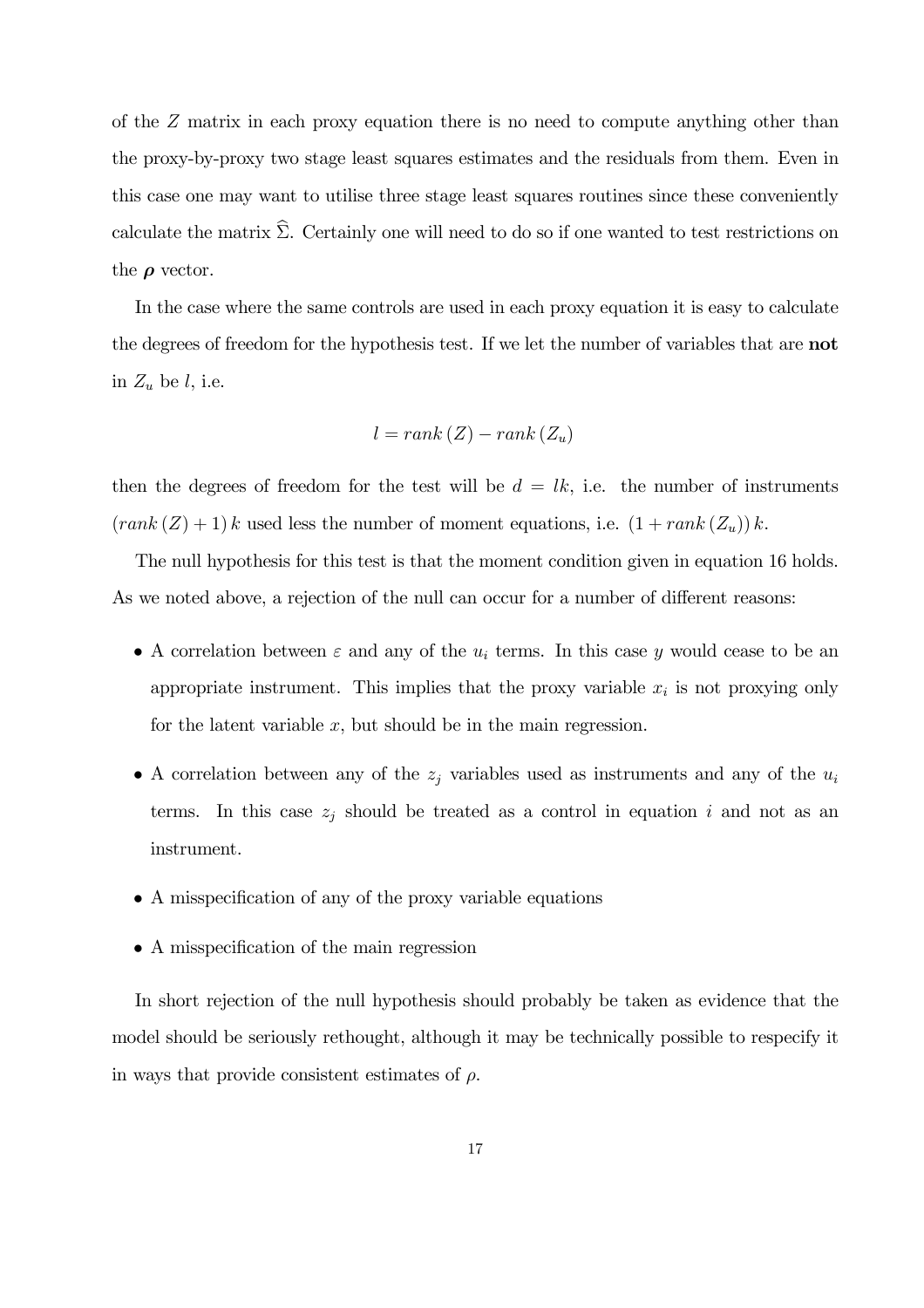of the $Z$ matrix in each proxy equation there is no need to compute anything other than the proxy-by-proxy two stage least squares estimates and the residuals from them. Even in this case one may want to utilise three stage least squares routines since these conveniently calculate the matrix $\widehat{\Sigma}$. Certainly one will need to do so if one wanted to test restrictions on the $\boldsymbol{\rho}$ vector.

In the case where the same controls are used in each proxy equation it is easy to calculate the degrees of freedom for the hypothesis test. If we let the number of variables that are **not** in $Z_u$ be $l$, i.e.

$$l = rank\,(Z) - rank\,(Z_u)$$

then the degrees of freedom for the test will be $d = lk$, i.e. the number of instruments $(rank\,(Z) + 1)\,k$ used less the number of moment equations, i.e. $(1 + rank\,(Z_u))\,k$.

The null hypothesis for this test is that the moment condition given in equation 16 holds. As we noted above, a rejection of the null can occur for a number of different reasons:

- A correlation between $\varepsilon$ and any of the $u_i$ terms. In this case $y$ would cease to be an appropriate instrument. This implies that the proxy variable $x_i$ is not proxying only for the latent variable $x$, but should be in the main regression.
- A correlation between any of the $z_j$ variables used as instruments and any of the $u_i$ terms. In this case $z_j$ should be treated as a control in equation $i$ and not as an instrument.
- A misspecification of any of the proxy variable equations
- A misspecification of the main regression

In short rejection of the null hypothesis should probably be taken as evidence that the model should be seriously rethought, although it may be technically possible to respecify it in ways that provide consistent estimates of $\rho$.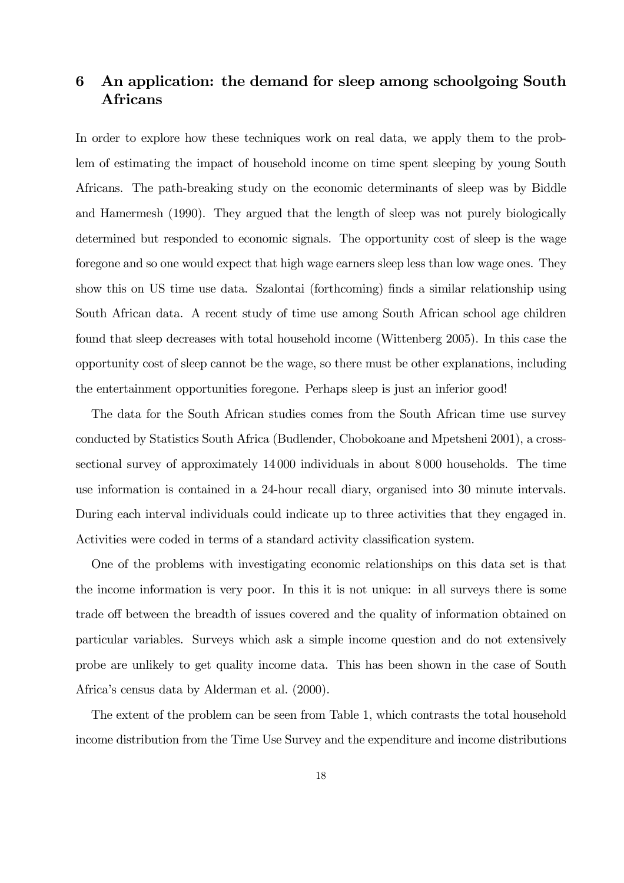## 6 An application: the demand for sleep among schoolgoing South Africans

In order to explore how these techniques work on real data, we apply them to the problem of estimating the impact of household income on time spent sleeping by young South Africans. The path-breaking study on the economic determinants of sleep was by Biddle and Hamermesh (1990). They argued that the length of sleep was not purely biologically determined but responded to economic signals. The opportunity cost of sleep is the wage foregone and so one would expect that high wage earners sleep less than low wage ones. They show this on US time use data. Szalontai (forthcoming) finds a similar relationship using South African data. A recent study of time use among South African school age children found that sleep decreases with total household income (Wittenberg 2005). In this case the opportunity cost of sleep cannot be the wage, so there must be other explanations, including the entertainment opportunities foregone. Perhaps sleep is just an inferior good!

The data for the South African studies comes from the South African time use survey conducted by Statistics South Africa (Budlender, Chobokoane and Mpetsheni 2001), a cross-sectional survey of approximately 14 000 individuals in about 8 000 households. The time use information is contained in a 24-hour recall diary, organised into 30 minute intervals. During each interval individuals could indicate up to three activities that they engaged in. Activities were coded in terms of a standard activity classification system.

One of the problems with investigating economic relationships on this data set is that the income information is very poor. In this it is not unique: in all surveys there is some trade off between the breadth of issues covered and the quality of information obtained on particular variables. Surveys which ask a simple income question and do not extensively probe are unlikely to get quality income data. This has been shown in the case of South Africa's census data by Alderman et al. (2000).

The extent of the problem can be seen from Table 1, which contrasts the total household income distribution from the Time Use Survey and the expenditure and income distributions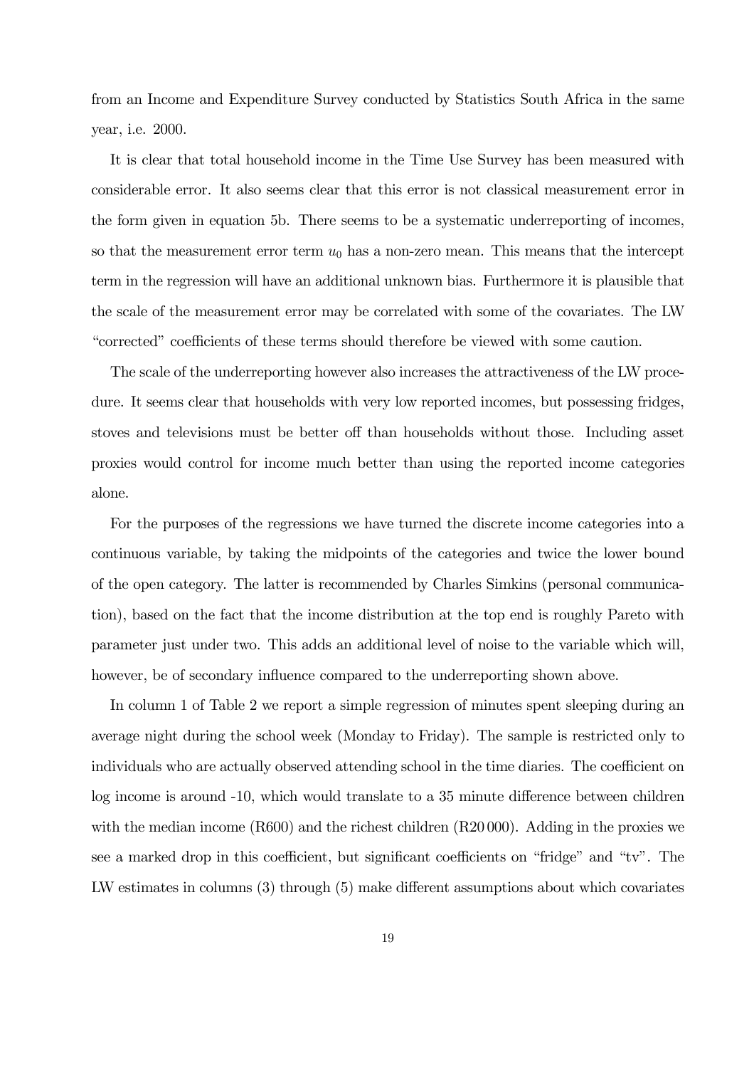from an Income and Expenditure Survey conducted by Statistics South Africa in the same year, i.e. 2000.

It is clear that total household income in the Time Use Survey has been measured with considerable error. It also seems clear that this error is not classical measurement error in the form given in equation 5b. There seems to be a systematic underreporting of incomes, so that the measurement error term $u_0$ has a non-zero mean. This means that the intercept term in the regression will have an additional unknown bias. Furthermore it is plausible that the scale of the measurement error may be correlated with some of the covariates. The LW "corrected" coefficients of these terms should therefore be viewed with some caution.

The scale of the underreporting however also increases the attractiveness of the LW procedure. It seems clear that households with very low reported incomes, but possessing fridges, stoves and televisions must be better off than households without those. Including asset proxies would control for income much better than using the reported income categories alone.

For the purposes of the regressions we have turned the discrete income categories into a continuous variable, by taking the midpoints of the categories and twice the lower bound of the open category. The latter is recommended by Charles Simkins (personal communication), based on the fact that the income distribution at the top end is roughly Pareto with parameter just under two. This adds an additional level of noise to the variable which will, however, be of secondary influence compared to the underreporting shown above.

In column 1 of Table 2 we report a simple regression of minutes spent sleeping during an average night during the school week (Monday to Friday). The sample is restricted only to individuals who are actually observed attending school in the time diaries. The coefficient on log income is around -10, which would translate to a 35 minute difference between children with the median income (R600) and the richest children (R20 000). Adding in the proxies we see a marked drop in this coefficient, but significant coefficients on "fridge" and "tv". The LW estimates in columns (3) through (5) make different assumptions about which covariates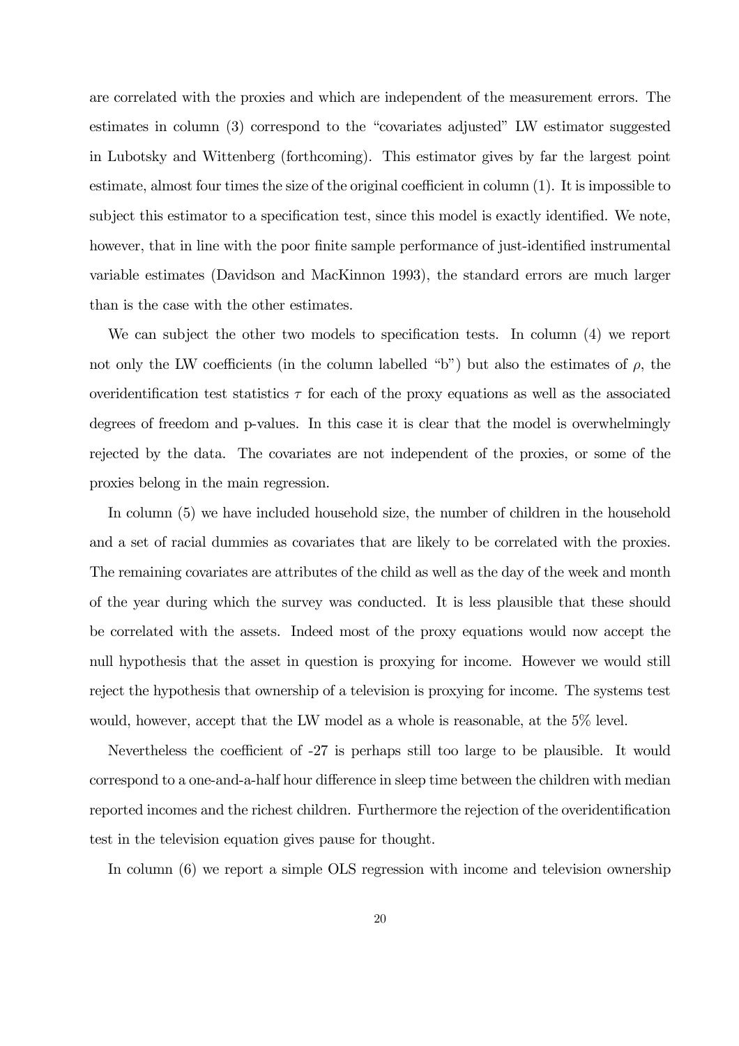are correlated with the proxies and which are independent of the measurement errors. The estimates in column (3) correspond to the "covariates adjusted" LW estimator suggested in Lubotsky and Wittenberg (forthcoming). This estimator gives by far the largest point estimate, almost four times the size of the original coefficient in column (1). It is impossible to subject this estimator to a specification test, since this model is exactly identified. We note, however, that in line with the poor finite sample performance of just-identified instrumental variable estimates (Davidson and MacKinnon 1993), the standard errors are much larger than is the case with the other estimates.

We can subject the other two models to specification tests. In column (4) we report not only the LW coefficients (in the column labelled "b") but also the estimates of $\rho$, the overidentification test statistics $\tau$ for each of the proxy equations as well as the associated degrees of freedom and p-values. In this case it is clear that the model is overwhelmingly rejected by the data. The covariates are not independent of the proxies, or some of the proxies belong in the main regression.

In column (5) we have included household size, the number of children in the household and a set of racial dummies as covariates that are likely to be correlated with the proxies. The remaining covariates are attributes of the child as well as the day of the week and month of the year during which the survey was conducted. It is less plausible that these should be correlated with the assets. Indeed most of the proxy equations would now accept the null hypothesis that the asset in question is proxying for income. However we would still reject the hypothesis that ownership of a television is proxying for income. The systems test would, however, accept that the LW model as a whole is reasonable, at the 5% level.

Nevertheless the coefficient of -27 is perhaps still too large to be plausible. It would correspond to a one-and-a-half hour difference in sleep time between the children with median reported incomes and the richest children. Furthermore the rejection of the overidentification test in the television equation gives pause for thought.

In column (6) we report a simple OLS regression with income and television ownership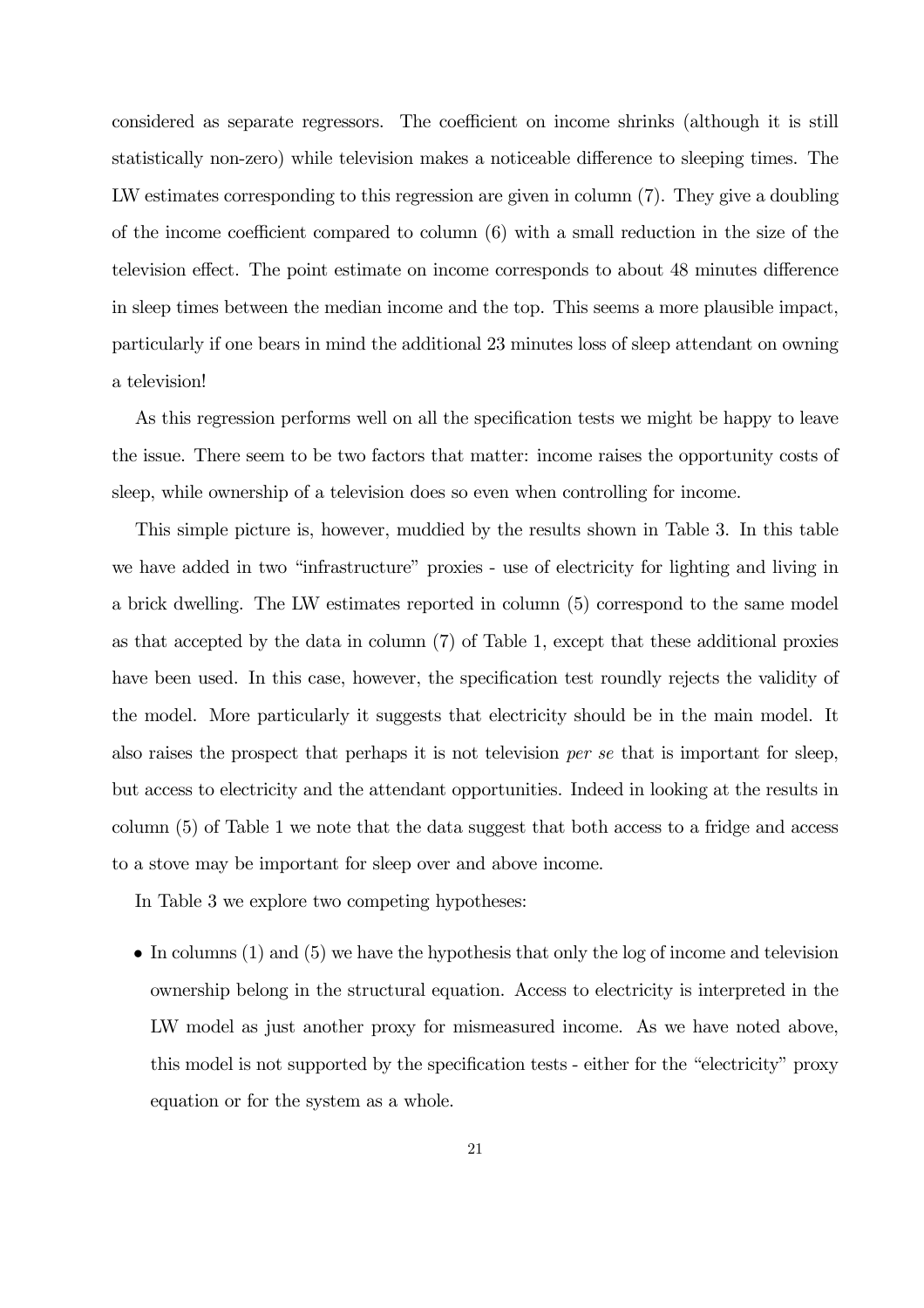considered as separate regressors. The coefficient on income shrinks (although it is still statistically non-zero) while television makes a noticeable difference to sleeping times. The LW estimates corresponding to this regression are given in column (7). They give a doubling of the income coefficient compared to column (6) with a small reduction in the size of the television effect. The point estimate on income corresponds to about 48 minutes difference in sleep times between the median income and the top. This seems a more plausible impact, particularly if one bears in mind the additional 23 minutes loss of sleep attendant on owning a television!

As this regression performs well on all the specification tests we might be happy to leave the issue. There seem to be two factors that matter: income raises the opportunity costs of sleep, while ownership of a television does so even when controlling for income.

This simple picture is, however, muddied by the results shown in Table 3. In this table we have added in two "infrastructure" proxies - use of electricity for lighting and living in a brick dwelling. The LW estimates reported in column (5) correspond to the same model as that accepted by the data in column (7) of Table 1, except that these additional proxies have been used. In this case, however, the specification test roundly rejects the validity of the model. More particularly it suggests that electricity should be in the main model. It also raises the prospect that perhaps it is not television *per se* that is important for sleep, but access to electricity and the attendant opportunities. Indeed in looking at the results in column (5) of Table 1 we note that the data suggest that both access to a fridge and access to a stove may be important for sleep over and above income.

In Table 3 we explore two competing hypotheses:

- In columns (1) and (5) we have the hypothesis that only the log of income and television ownership belong in the structural equation. Access to electricity is interpreted in the LW model as just another proxy for mismeasured income. As we have noted above, this model is not supported by the specification tests - either for the "electricity" proxy equation or for the system as a whole.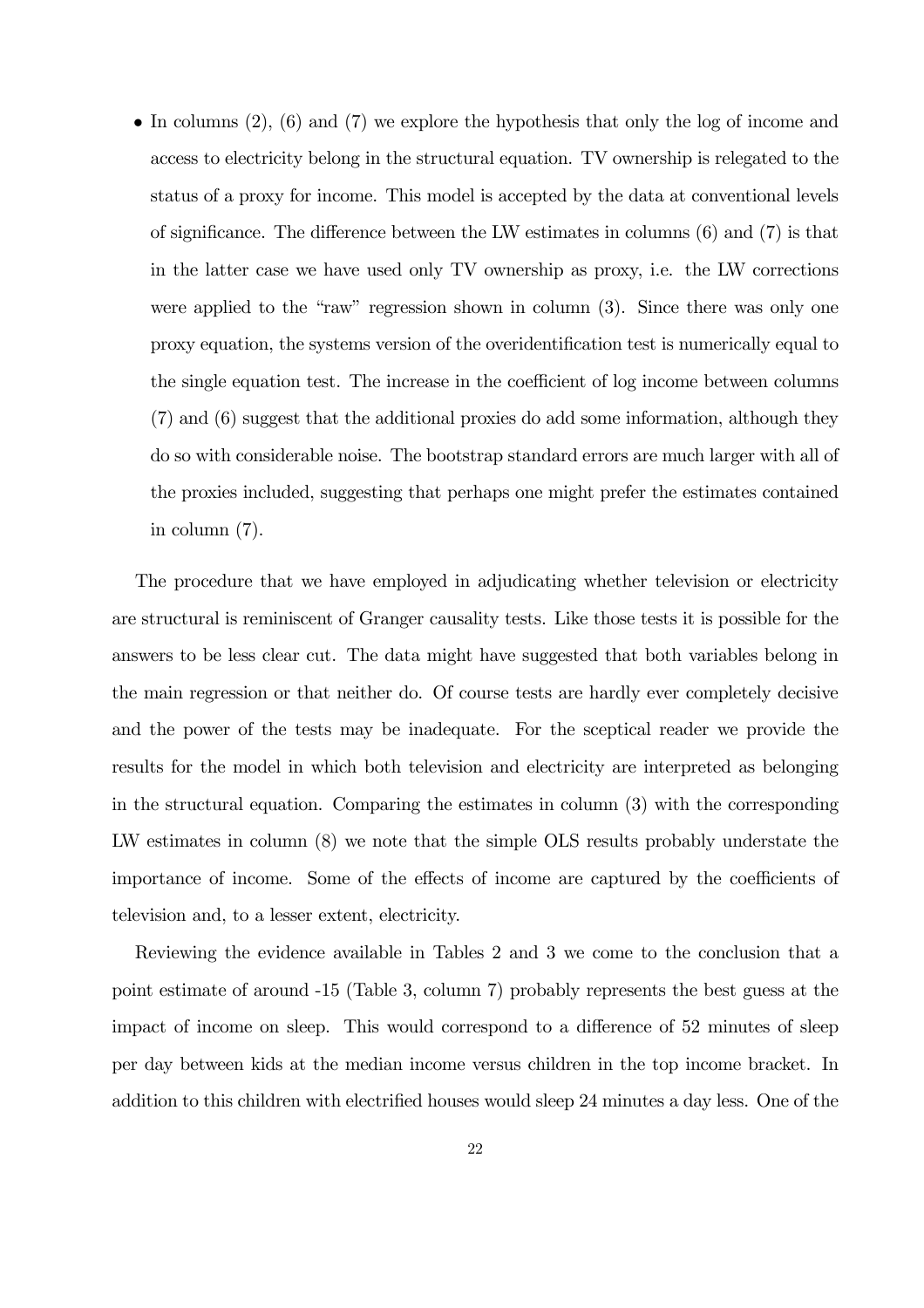- In columns (2), (6) and (7) we explore the hypothesis that only the log of income and access to electricity belong in the structural equation. TV ownership is relegated to the status of a proxy for income. This model is accepted by the data at conventional levels of significance. The difference between the LW estimates in columns (6) and (7) is that in the latter case we have used only TV ownership as proxy, i.e. the LW corrections were applied to the "raw" regression shown in column (3). Since there was only one proxy equation, the systems version of the overidentification test is numerically equal to the single equation test. The increase in the coefficient of log income between columns (7) and (6) suggest that the additional proxies do add some information, although they do so with considerable noise. The bootstrap standard errors are much larger with all of the proxies included, suggesting that perhaps one might prefer the estimates contained in column (7).

The procedure that we have employed in adjudicating whether television or electricity are structural is reminiscent of Granger causality tests. Like those tests it is possible for the answers to be less clear cut. The data might have suggested that both variables belong in the main regression or that neither do. Of course tests are hardly ever completely decisive and the power of the tests may be inadequate. For the sceptical reader we provide the results for the model in which both television and electricity are interpreted as belonging in the structural equation. Comparing the estimates in column (3) with the corresponding LW estimates in column (8) we note that the simple OLS results probably understate the importance of income. Some of the effects of income are captured by the coefficients of television and, to a lesser extent, electricity.

Reviewing the evidence available in Tables 2 and 3 we come to the conclusion that a point estimate of around -15 (Table 3, column 7) probably represents the best guess at the impact of income on sleep. This would correspond to a difference of 52 minutes of sleep per day between kids at the median income versus children in the top income bracket. In addition to this children with electrified houses would sleep 24 minutes a day less. One of the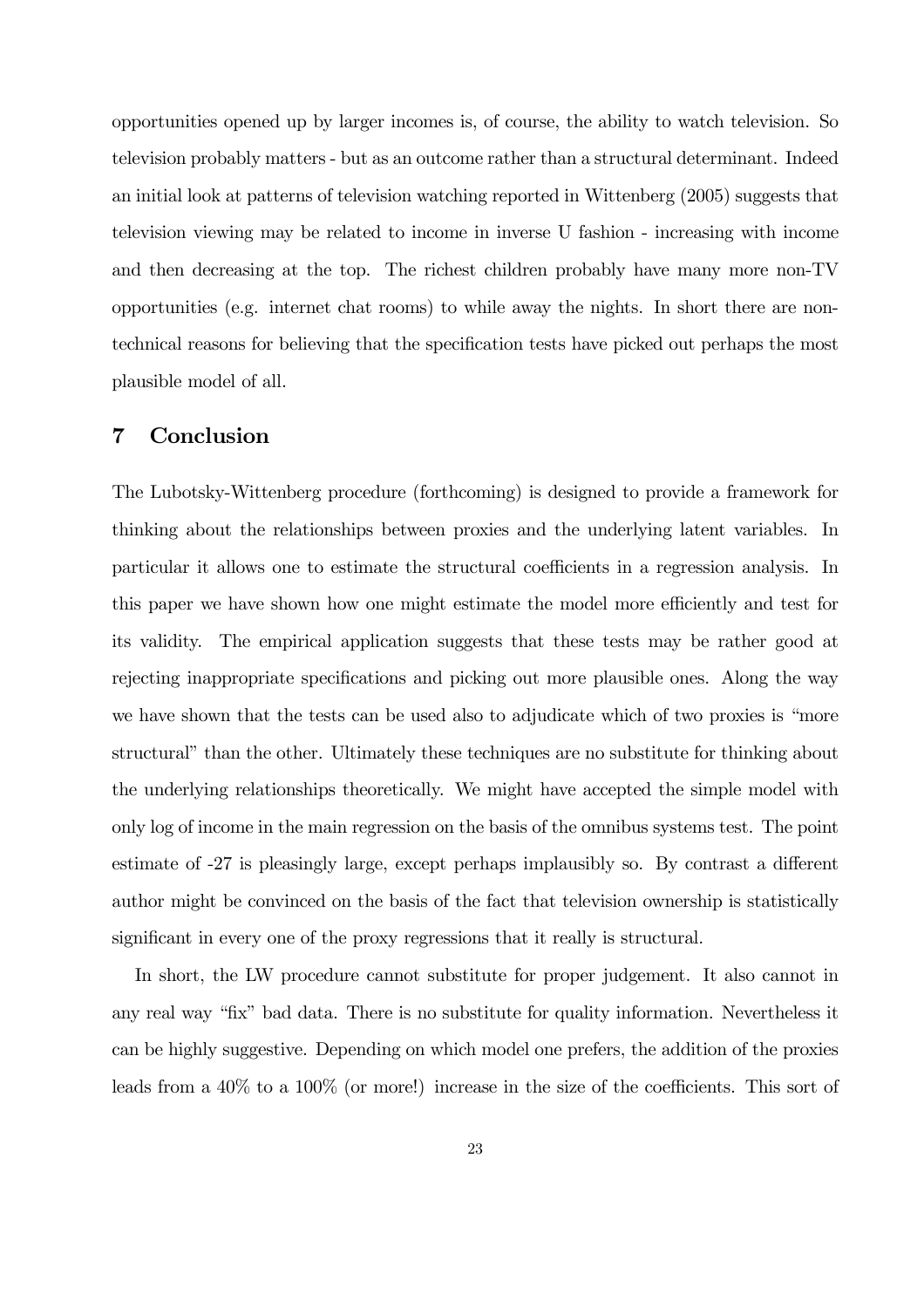opportunities opened up by larger incomes is, of course, the ability to watch television. So television probably matters - but as an outcome rather than a structural determinant. Indeed an initial look at patterns of television watching reported in Wittenberg (2005) suggests that television viewing may be related to income in inverse U fashion - increasing with income and then decreasing at the top. The richest children probably have many more non-TV opportunities (e.g. internet chat rooms) to while away the nights. In short there are non-technical reasons for believing that the specification tests have picked out perhaps the most plausible model of all.

## 7 Conclusion

The Lubotsky-Wittenberg procedure (forthcoming) is designed to provide a framework for thinking about the relationships between proxies and the underlying latent variables. In particular it allows one to estimate the structural coefficients in a regression analysis. In this paper we have shown how one might estimate the model more efficiently and test for its validity. The empirical application suggests that these tests may be rather good at rejecting inappropriate specifications and picking out more plausible ones. Along the way we have shown that the tests can be used also to adjudicate which of two proxies is "more structural" than the other. Ultimately these techniques are no substitute for thinking about the underlying relationships theoretically. We might have accepted the simple model with only log of income in the main regression on the basis of the omnibus systems test. The point estimate of -27 is pleasingly large, except perhaps implausibly so. By contrast a different author might be convinced on the basis of the fact that television ownership is statistically significant in every one of the proxy regressions that it really is structural.

In short, the LW procedure cannot substitute for proper judgement. It also cannot in any real way "fix" bad data. There is no substitute for quality information. Nevertheless it can be highly suggestive. Depending on which model one prefers, the addition of the proxies leads from a 40% to a 100% (or more!) increase in the size of the coefficients. This sort of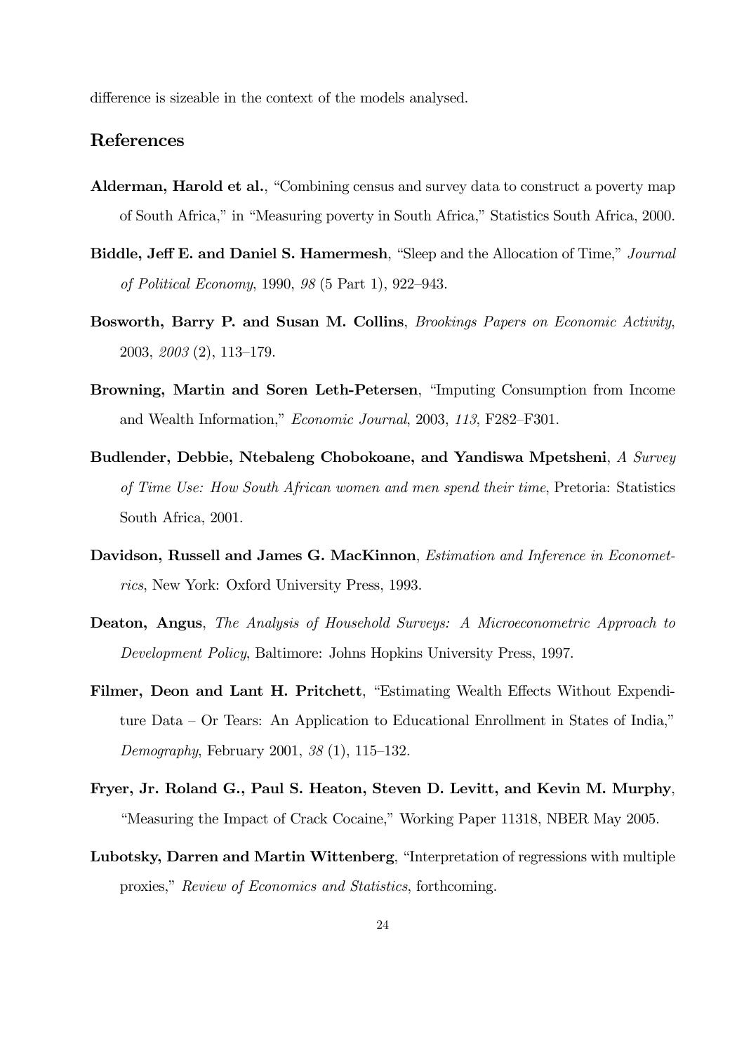difference is sizeable in the context of the models analysed.

## References

**Alderman, Harold et al.**, "Combining census and survey data to construct a poverty map of South Africa," in "Measuring poverty in South Africa," Statistics South Africa, 2000.

**Biddle, Jeff E. and Daniel S. Hamermesh**, "Sleep and the Allocation of Time," *Journal of Political Economy*, 1990, *98* (5 Part 1), 922–943.

**Bosworth, Barry P. and Susan M. Collins**, *Brookings Papers on Economic Activity*, 2003, *2003* (2), 113–179.

**Browning, Martin and Soren Leth-Petersen**, "Imputing Consumption from Income and Wealth Information," *Economic Journal*, 2003, *113*, F282–F301.

**Budlender, Debbie, Ntebaleng Chobokoane, and Yandiswa Mpetsheni**, *A Survey of Time Use: How South African women and men spend their time*, Pretoria: Statistics South Africa, 2001.

**Davidson, Russell and James G. MacKinnon**, *Estimation and Inference in Econometrics*, New York: Oxford University Press, 1993.

**Deaton, Angus**, *The Analysis of Household Surveys: A Microeconometric Approach to Development Policy*, Baltimore: Johns Hopkins University Press, 1997.

**Filmer, Deon and Lant H. Pritchett**, "Estimating Wealth Effects Without Expenditure Data – Or Tears: An Application to Educational Enrollment in States of India," *Demography*, February 2001, *38* (1), 115–132.

**Fryer, Jr. Roland G., Paul S. Heaton, Steven D. Levitt, and Kevin M. Murphy**, "Measuring the Impact of Crack Cocaine," Working Paper 11318, NBER May 2005.

**Lubotsky, Darren and Martin Wittenberg**, "Interpretation of regressions with multiple proxies," *Review of Economics and Statistics*, forthcoming.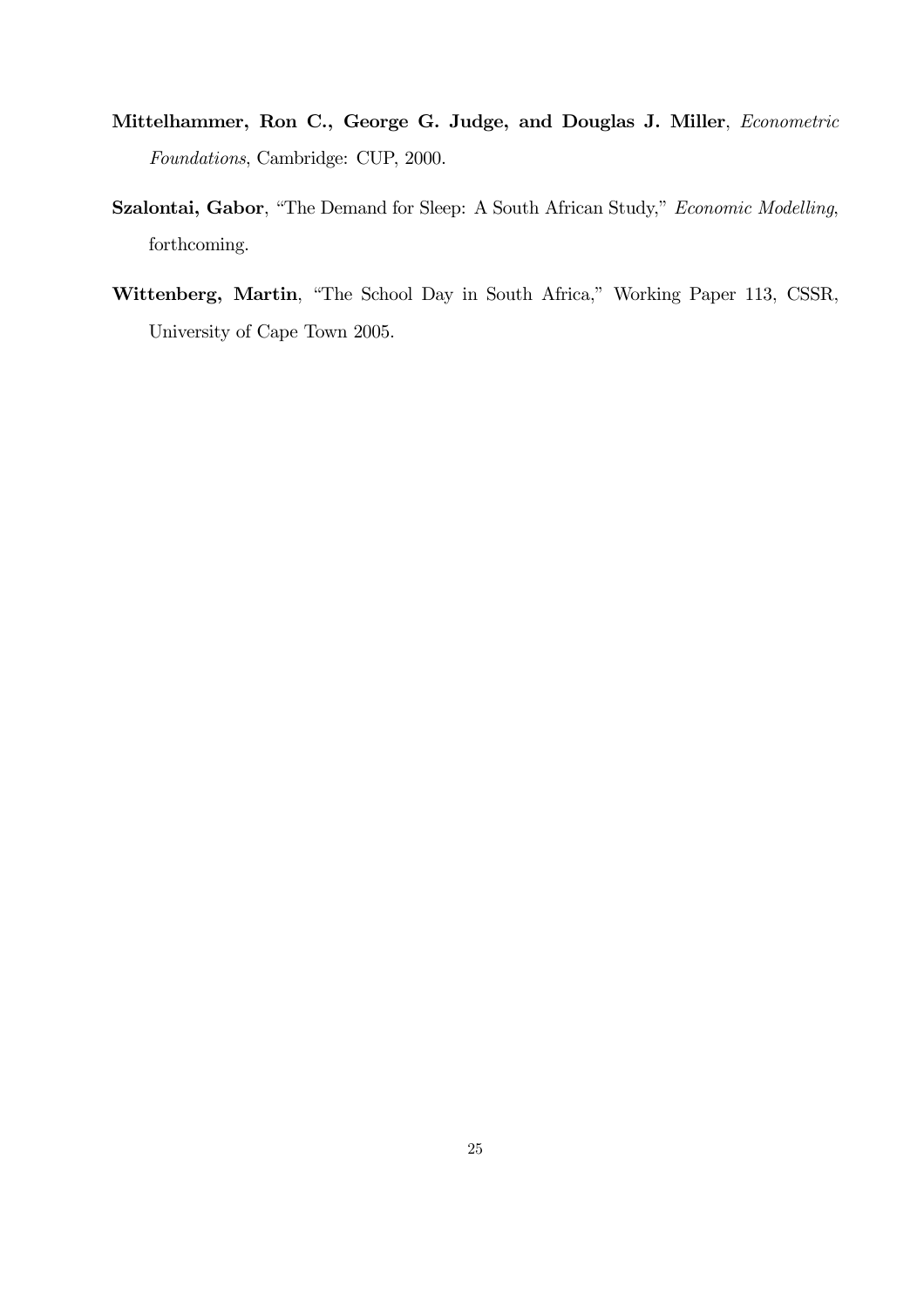**Mittelhammer, Ron C., George G. Judge, and Douglas J. Miller**, *Econometric Foundations*, Cambridge: CUP, 2000.

**Szalontai, Gabor**, "The Demand for Sleep: A South African Study," *Economic Modelling*, forthcoming.

**Wittenberg, Martin**, "The School Day in South Africa," Working Paper 113, CSSR, University of Cape Town 2005.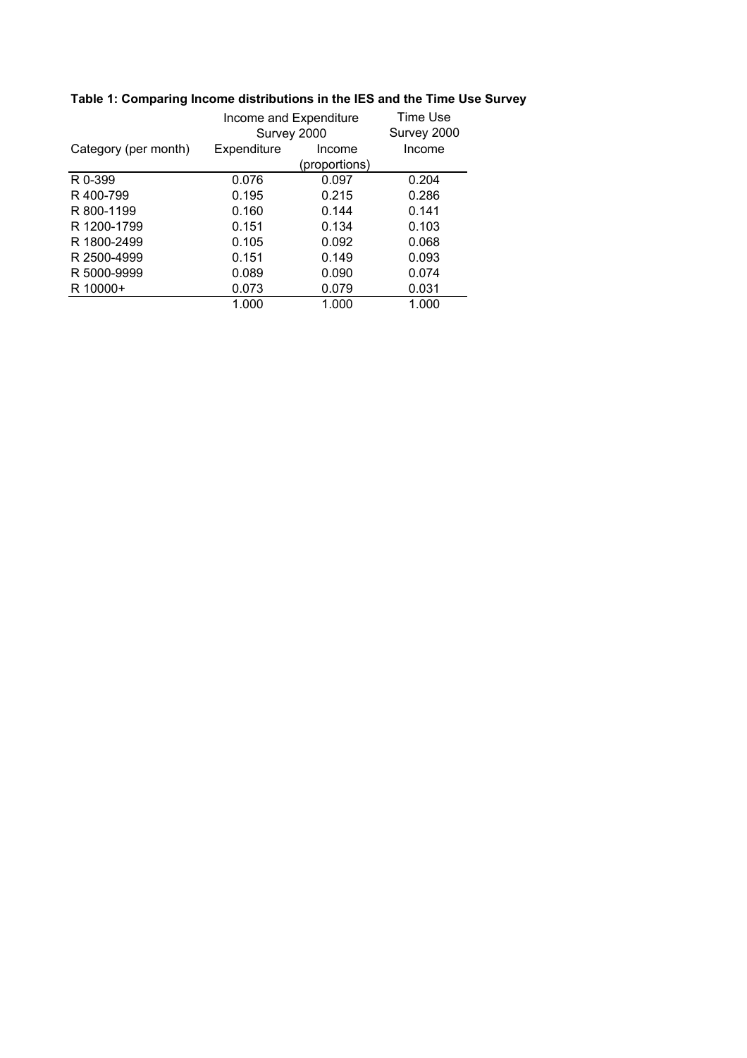**Table 1: Comparing Income distributions in the IES and the Time Use Survey**

| | Income and Expenditure Survey 2000 | | Time Use Survey 2000 |
|---|---|---|---|
| Category (per month) | Expenditure | Income (proportions) | Income |
| R 0-399 | 0.076 | 0.097 | 0.204 |
| R 400-799 | 0.195 | 0.215 | 0.286 |
| R 800-1199 | 0.160 | 0.144 | 0.141 |
| R 1200-1799 | 0.151 | 0.134 | 0.103 |
| R 1800-2499 | 0.105 | 0.092 | 0.068 |
| R 2500-4999 | 0.151 | 0.149 | 0.093 |
| R 5000-9999 | 0.089 | 0.090 | 0.074 |
| R 10000+ | 0.073 | 0.079 | 0.031 |
| | 1.000 | 1.000 | 1.000 |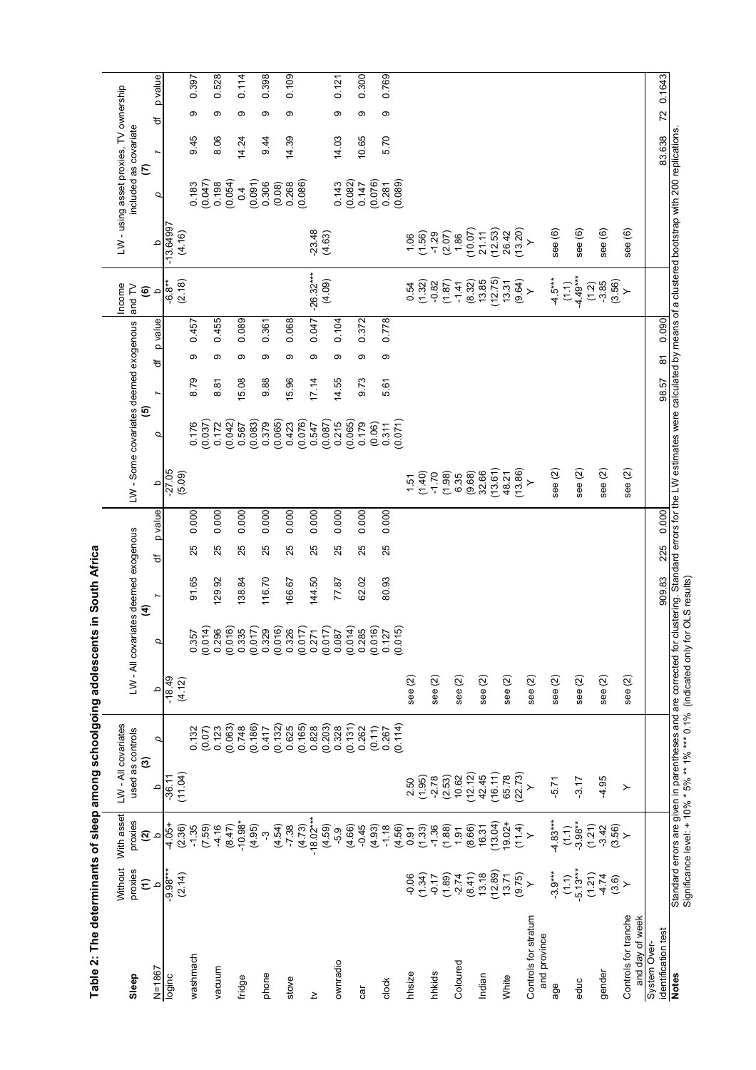**Table 2: The determinants of sleep among schoolgoing adolescents in South Africa**

| Sleep | Without asset proxies (1) | With asset proxies (2) | LW - All covariates used as controls (3) | | LW - All covariates deemed exogenous (4) | | | | | LW - Some covariates deemed exogenous (5) | | | | | Income and TV (6) | LW - using asset proxies, TV ownership included as covariate (7) | | | | |
|---|---|---|---|---|---|---|---|---|---|---|---|---|---|---|---|---|---|---|---|---|
| N=1867 | b | b | b | ρ | b | ρ | r | df | p value | b | ρ | r | df | p value | b | b | ρ | r | df | p value |
| loginc | -9.98*** | -4.05+ | -36.11 | | -18.49 | | | | | -27.05 | | | | | -6.8** | -13.64997 | | | | |
| | (2.14) | (2.36) | (11.04) | | (4.12) | | | | | (5.09) | | | | | (2.18) | (4.16) | | | | |
| washmach | | -1.35 | | 0.132 | | 0.357 | 91.65 | 25 | 0.000 | | 0.176 | 8.79 | 9 | 0.457 | | | 0.183 | 9.45 | 9 | 0.397 |
| | | (7.59) | | (0.07) | | (0.014) | | | | | (0.037) | | | | | | (0.047) | | | |
| vacuum | | -4.16 | | 0.123 | | 0.296 | 129.92 | 25 | 0.000 | | 0.172 | 8.81 | 9 | 0.455 | | | 0.198 | 8.06 | 9 | 0.528 |
| | | (8.47) | | (0.063) | | (0.016) | | | | | (0.042) | | | | | | (0.054) | | | |
| fridge | | -10.98* | | 0.748 | | 0.335 | 138.84 | 25 | 0.000 | | 0.567 | 15.08 | 9 | 0.089 | | | 0.4 | 14.24 | 9 | 0.114 |
| | | (4.95) | | (0.186) | | (0.017) | | | | | (0.083) | | | | | | (0.091) | | | |
| phone | | -3 | | 0.417 | | 0.329 | 116.70 | 25 | 0.000 | | 0.379 | 9.88 | 9 | 0.361 | | | 0.306 | 9.44 | 9 | 0.398 |
| | | (4.54) | | (0.132) | | (0.016) | | | | | (0.065) | | | | | | (0.08) | | | |
| stove | | -7.38 | | 0.625 | | 0.326 | 166.67 | 25 | 0.000 | | 0.423 | 15.96 | 9 | 0.068 | | | 0.268 | 14.39 | 9 | 0.109 |
| | | (4.73) | | (0.165) | | (0.017) | | | | | (0.076) | | | | | | (0.086) | | | |
| tv | | -18.02*** | | 0.828 | | 0.271 | 144.50 | 25 | 0.000 | | 0.547 | 17.14 | 9 | 0.047 | -26.32*** | -23.48 | | | | |
| | | (4.59) | | (0.203) | | (0.017) | | | | | (0.087) | | | | (4.09) | (4.63) | | | | |
| ownradio | | -5.9 | | 0.328 | | 0.087 | 77.87 | 25 | 0.000 | | 0.215 | 14.55 | 9 | 0.104 | | | 0.143 | 14.03 | 9 | 0.121 |
| | | (4.66) | | (0.131) | | (0.014) | | | | | (0.065) | | | | | | (0.082) | | | |
| car | | -0.45 | | 0.262 | | 0.285 | 62.02 | 25 | 0.000 | | 0.179 | 9.73 | 9 | 0.372 | | | 0.147 | 10.65 | 9 | 0.300 |
| | | (4.93) | | (0.11) | | (0.016) | | | | | (0.06) | | | | | | (0.076) | | | |
| clock | | -1.18 | | 0.267 | | 0.127 | 80.93 | 25 | 0.000 | | 0.311 | 5.61 | 9 | 0.778 | | | 0.281 | 5.70 | 9 | 0.769 |
| | | (4.56) | | (0.114) | | (0.015) | | | | | (0.071) | | | | | | (0.089) | | | |
| hhsize | -0.06 | 0.91 | 2.50 | | see (2) | | | | | 1.51 | | | | | 0.54 | 1.06 | | | | |
| | (1.34) | (1.33) | (1.95) | | | | | | | (1.40) | | | | | (1.32) | (1.56) | | | | |
| hhkids | -0.17 | -1.36 | -2.78 | | see (2) | | | | | -1.70 | | | | | -0.82 | -1.29 | | | | |
| | (1.89) | (1.88) | (2.53) | | | | | | | (1.98) | | | | | (1.87) | (2.07) | | | | |
| Coloured | -2.74 | 1.91 | 10.62 | | see (2) | | | | | 6.35 | | | | | -1.41 | 1.86 | | | | |
| | (8.41) | (8.66) | (12.12) | | | | | | | (9.68) | | | | | (8.32) | (10.07) | | | | |
| Indian | 13.18 | 16.31 | 42.45 | | see (2) | | | | | 32.66 | | | | | 13.85 | 21.11 | | | | |
| | (12.89) | (13.04) | (16.11) | | | | | | | (13.61) | | | | | (12.75) | (12.53) | | | | |
| White | 13.71 | 19.02+ | 65.78 | | see (2) | | | | | 48.21 | | | | | 13.31 | 26.42 | | | | |
| | (9.75) | (11.4) | (22.73) | | | | | | | (13.86) | | | | | (9.64) | (13.20) | | | | |
| Controls for stratum and province | Y | Y | Y | | see (2) | | | | | Y | | | | | Y | Y | | | | |
| age | -3.9*** | -4.83*** | -5.71 | | see (2) | | | | | see (2) | | | | | -4.5*** | see (6) | | | | |
| | (1.1) | (1.1) | | | | | | | | | | | | | (1.1) | | | | | |
| educ | -5.13*** | -3.98** | -3.17 | | see (2) | | | | | see (2) | | | | | -4.49*** | see (6) | | | | |
| | (1.21) | (1.21) | | | | | | | | | | | | | (1.2) | | | | | |
| gender | -4.74 | -3.42 | -4.95 | | see (2) | | | | | see (2) | | | | | -3.85 | see (6) | | | | |
| | (3.6) | (3.56) | | | | | | | | | | | | | (3.56) | | | | | |
| Controls for tranche and day of week | Y | Y | Y | | see (2) | | | | | see (2) | | | | | Y | see (6) | | | | |
| System Over-identification test | | | | | | | 909.83 | 225 | 0.000 | | | 98.57 | 81 | 0.090 | | | | 83.638 | 72 | 0.1643 |

**Notes**: Standard errors are given in parentheses and are corrected for clustering. Standard errors for the LW estimates were calculated by means of a clustered bootstrap with 200 replications. Significance level: + 10% * 5% ** 1% *** 0.1% (indicated only for OLS results)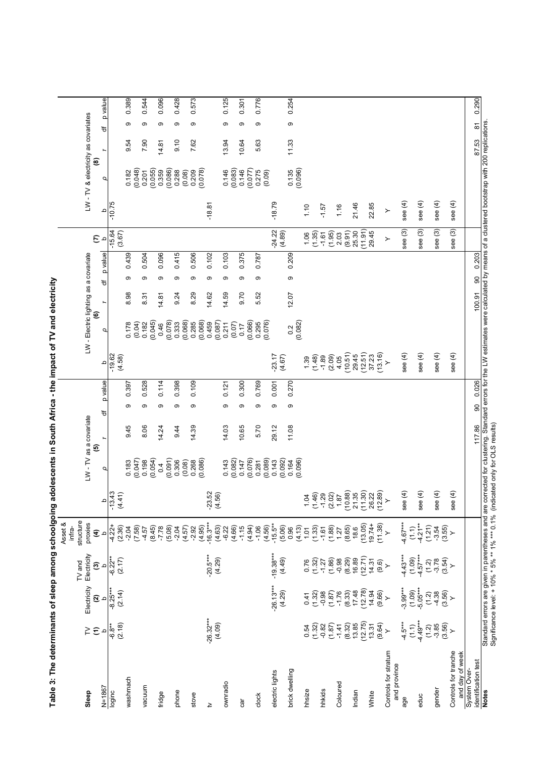**Table 3: The determinants of sleep among schoolgoing adolescents in South Africa - the impact of TV and electricity**

| Sleep | TV | Electricity | TV and Electricity | Asset & infra-structure proxies | LW - TV as a covariate | | | | | LW - Electric lighting as a covariate | | | | | | LW - TV & electricity as covariates | | | | |
|---|---|---|---|---|---|---|---|---|---|---|---|---|---|---|---|---|---|---|---|---|
| | (1) | (2) | (3) | (4) | (5) | | | | | (6) | | | | | (7) | (8) | | | | |
| N=1867 | b | b | b | b | b | ρ | r | df | p value | b | ρ | r | df | p value | b | b | ρ | r | df | p value |
| loginc | -6.8** | -8.25*** | -6.22** | -4.22+ | -13.43 | | | | | -19.62 | | | | | -15.64 | -10.75 | | | | |
| | (2.18) | (2.14) | (2.17) | (2.36) | (4.41) | | | | | (4.58) | | | | | (3.67) | | | | | |
| washmach | | | | -2.04 | | 0.183 | 9.45 | 9 | 0.397 | | 0.178 | 8.98 | 9 | 0.439 | | | 0.182 | 9.54 | 9 | 0.389 |
| | | | | (7.58) | | (0.047) | | | | | (0.04) | | | | | | (0.048) | | | |
| vacuum | | | | -4.57 | | 0.198 | 8.06 | 9 | 0.528 | | 0.182 | 8.31 | 9 | 0.504 | | | 0.201 | 7.90 | 9 | 0.544 |
| | | | | (8.45) | | (0.054) | | | | | (0.045) | | | | | | (0.055) | | | |
| fridge | | | | -7.78 | | 0.4 | 14.24 | 9 | 0.114 | | 0.46 | 14.81 | 9 | 0.096 | | | 0.359 | 14.81 | 9 | 0.096 |
| | | | | (5.08) | | (0.091) | | | | | (0.078) | | | | | | (0.086) | | | |
| phone | | | | -2.04 | | 0.306 | 9.44 | 9 | 0.398 | | 0.333 | 9.24 | 9 | 0.415 | | | 0.288 | 9.10 | 9 | 0.428 |
| | | | | (4.57) | | (0.08) | | | | | (0.068) | | | | | | (0.08) | | | |
| stove | | | | -2.92 | | 0.268 | 14.39 | 9 | 0.109 | | 0.285 | 8.29 | 9 | 0.506 | | | 0.209 | 7.62 | 9 | 0.573 |
| | | | | (4.95) | | (0.086) | | | | | (0.068) | | | | | | (0.078) | | | |
| tv | -26.32*** | | -20.5*** | -16.3*** | -23.52 | | | | | | 0.459 | 14.62 | 9 | 0.102 | | -18.81 | | | | |
| | (4.09) | | (4.29) | (4.63) | (4.56) | | | | | | (0.087) | | | | | | | | | |
| ownradio | | | | -6.22 | | 0.143 | 14.03 | 9 | 0.121 | | 0.211 | 14.59 | 9 | 0.103 | | | 0.146 | 13.94 | 9 | 0.125 |
| | | | | (4.66) | | (0.082) | | | | | (0.07) | | | | | | (0.083) | | | |
| car | | | | -1.15 | | 0.147 | 10.65 | 9 | 0.300 | | 0.17 | 9.70 | 9 | 0.375 | | | 0.146 | 10.64 | 9 | 0.301 |
| | | | | (4.94) | | (0.076) | | | | | (0.066) | | | | | | (0.077) | | | |
| clock | | | | -1.06 | | 0.281 | 5.70 | 9 | 0.769 | | 0.295 | 5.52 | 9 | 0.787 | | | 0.275 | 5.63 | 9 | 0.776 |
| | | | | (4.56) | | (0.089) | | | | | (0.076) | | | | | | (0.09) | | | |
| electric lights | | -26.13*** | -19.38*** | -15.5** | | 0.143 | 29.12 | 9 | 0.001 | -23.17 | | | | | -24.22 | -18.79 | | | | |
| | | (4.29) | (4.49) | (5.06) | | (0.092) | | | | (4.67) | | | | | (4.89) | | | | | |
| brick dwelling | | | | 0.96 | | 0.164 | 11.08 | 9 | 0.270 | | 0.2 | 12.07 | 9 | 0.209 | | | 0.135 | 11.33 | 9 | 0.254 |
| | | | | (4.13) | | (0.096) | | | | | (0.082) | | | | | | (0.096) | | | |
| hhsize | 0.54 | 0.41 | 0.76 | 1.01 | 1.04 | | | | | 1.39 | | | | | 1.06 | 1.10 | | | | |
| | (1.32) | (1.32) | (1.32) | (1.33) | (1.46) | | | | | (1.48) | | | | | (1.35) | | | | | |
| hhkids | -0.82 | -0.98 | -1.27 | -1.61 | -1.29 | | | | | -1.89 | | | | | -1.61 | -1.57 | | | | |
| | (1.87) | (1.87) | (1.86) | (1.88) | (2.02) | | | | | (2.09) | | | | | (1.95) | | | | | |
| Coloured | -1.41 | -1.76 | -0.98 | 1.27 | 1.87 | | | | | 4.05 | | | | | 2.03 | 1.16 | | | | |
| | (8.32) | (8.33) | (8.29) | (8.65) | (10.88) | | | | | (10.51) | | | | | (9.91) | | | | | |
| Indian | 13.85 | 17.48 | 16.89 | 18.6 | 21.35 | | | | | 29.45 | | | | | 25.30 | 21.46 | | | | |
| | (12.75) | (12.78) | (12.71) | (13.05) | (11.30) | | | | | (12.51) | | | | | (11.91) | | | | | |
| White | 13.31 | 14.94 | 14.31 | 19.74+ | 26.22 | | | | | 37.23 | | | | | 29.45 | 22.85 | | | | |
| | (9.64) | (9.66) | (9.6) | (11.38) | (12.89) | | | | | (13.16) | | | | | | | | | | |
| Controls for stratum and province | Y | Y | Y | Y | Y | | | | | Y | | | | | Y | Y | | | | |
| age | -4.5*** | -3.99*** | -4.43*** | -4.67*** | see (4) | | | | | see (4) | | | | | see (3) | see (4) | | | | |
| | (1.1) | (1.09) | (1.09) | (1.1) | | | | | | | | | | | | | | | | |
| educ | -4.49*** | -5.05*** | -4.57*** | -4.21** | see (4) | | | | | see (4) | | | | | see (3) | see (4) | | | | |
| | (1.2) | (1.2) | (1.2) | (1.21) | | | | | | | | | | | | | | | | |
| gender | -3.85 | -4.38 | -3.78 | -3.54 | see (4) | | | | | see (4) | | | | | see (3) | see (4) | | | | |
| | (3.56) | (3.56) | (3.54) | (3.55) | | | | | | | | | | | | | | | | |
| Controls for tranche and day of week | Y | Y | Y | Y | see (4) | | | | | see (4) | | | | | see (3) | see (4) | | | | |
| System Over-identification test | | | | | | | 117.86 | 90 | 0.026 | | | 100.91 | 90 | 0.203 | | | | 87.53 | 81 | 0.290 |

**Notes** Standard errors are given in parentheses and are corrected for clustering. Standard errors for the LW estimates were calculated by means of a clustered bootstrap with 200 replications.
Significance level: + 10% * 5% ** 1% *** 0.1% (indicated only for OLS results)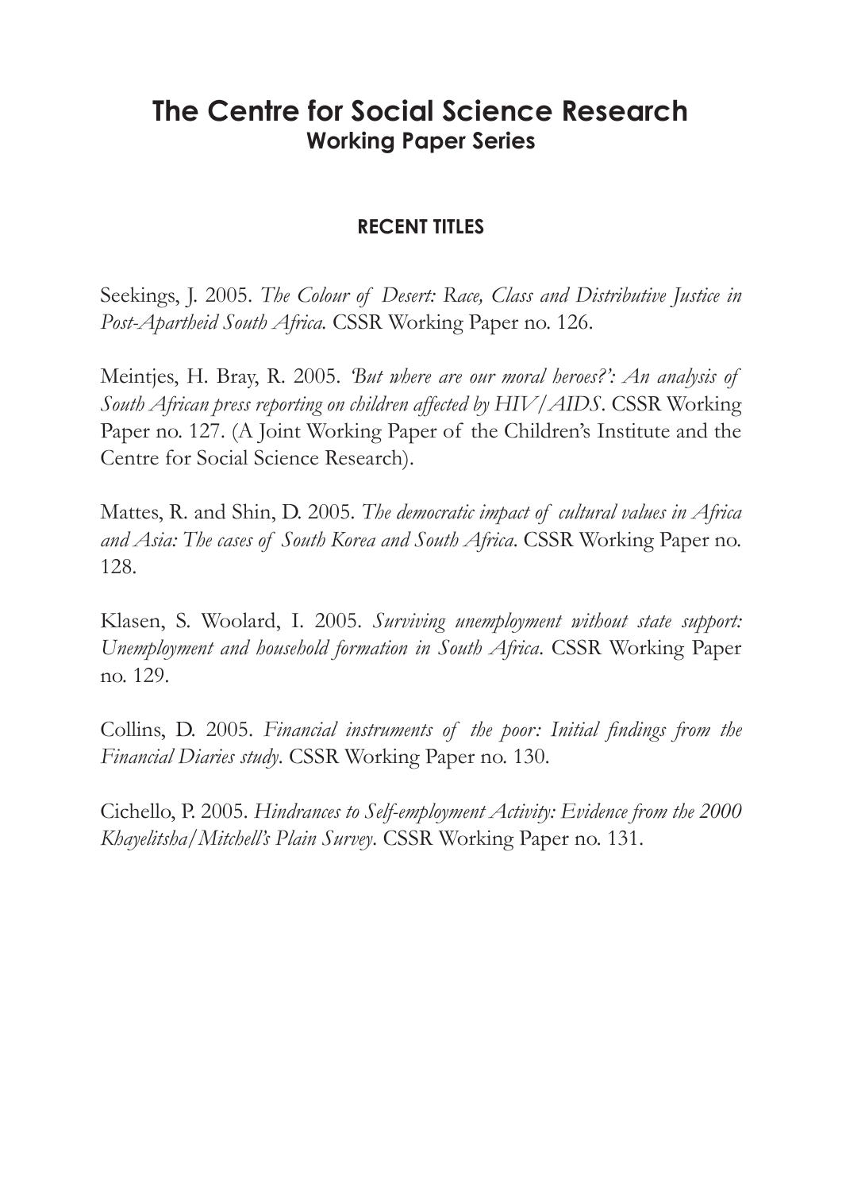# The Centre for Social Science Research

## Working Paper Series

### RECENT TITLES

Seekings, J. 2005. *The Colour of Desert: Race, Class and Distributive Justice in Post-Apartheid South Africa.* CSSR Working Paper no. 126.

Meintjes, H. Bray, R. 2005. *'But where are our moral heroes?': An analysis of South African press reporting on children affected by HIV/AIDS*. CSSR Working Paper no. 127. (A Joint Working Paper of the Children's Institute and the Centre for Social Science Research).

Mattes, R. and Shin, D. 2005. *The democratic impact of cultural values in Africa and Asia: The cases of South Korea and South Africa*. CSSR Working Paper no. 128.

Klasen, S. Woolard, I. 2005. *Surviving unemployment without state support: Unemployment and household formation in South Africa*. CSSR Working Paper no. 129.

Collins, D. 2005. *Financial instruments of the poor: Initial findings from the Financial Diaries study*. CSSR Working Paper no. 130.

Cichello, P. 2005. *Hindrances to Self-employment Activity: Evidence from the 2000 Khayelitsha/Mitchell's Plain Survey*. CSSR Working Paper no. 131.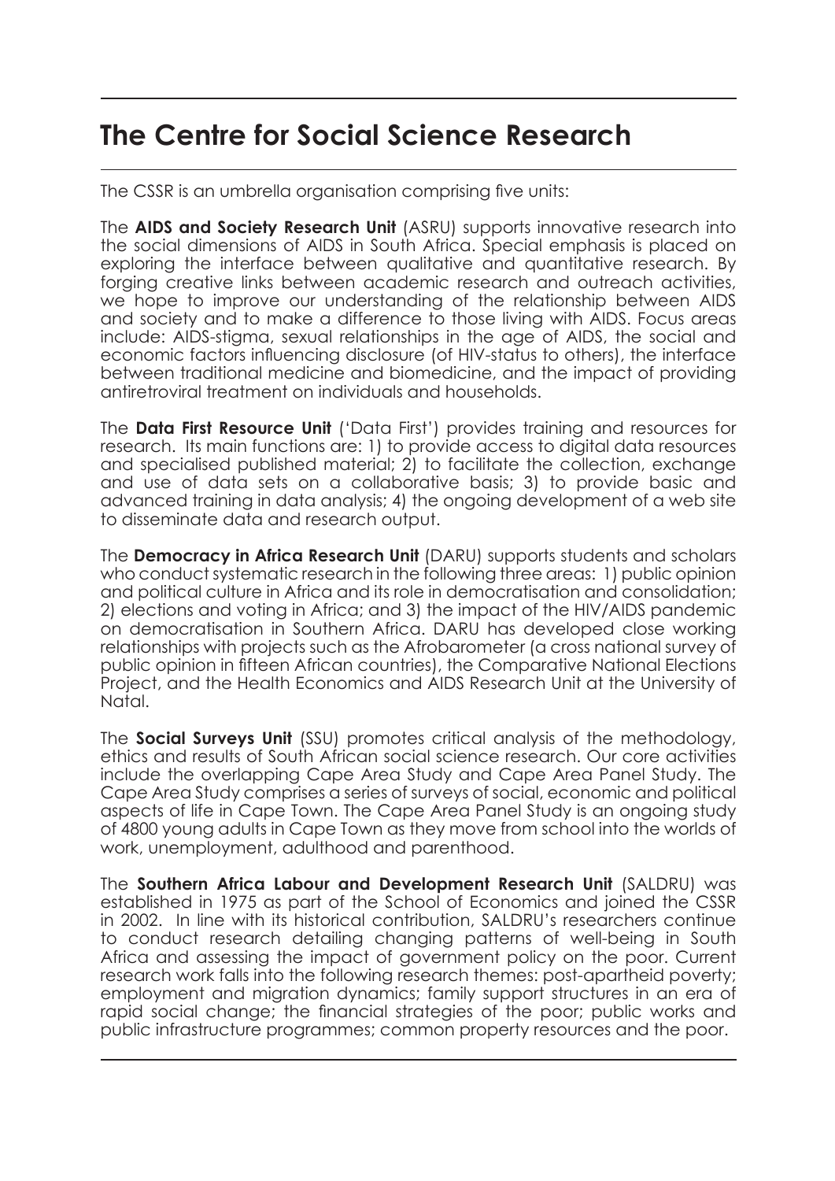# The Centre for Social Science Research

The CSSR is an umbrella organisation comprising five units:

The **AIDS and Society Research Unit** (ASRU) supports innovative research into the social dimensions of AIDS in South Africa. Special emphasis is placed on exploring the interface between qualitative and quantitative research. By forging creative links between academic research and outreach activities, we hope to improve our understanding of the relationship between AIDS and society and to make a difference to those living with AIDS. Focus areas include: AIDS-stigma, sexual relationships in the age of AIDS, the social and economic factors influencing disclosure (of HIV-status to others), the interface between traditional medicine and biomedicine, and the impact of providing antiretroviral treatment on individuals and households.

The **Data First Resource Unit** ('Data First') provides training and resources for research. Its main functions are: 1) to provide access to digital data resources and specialised published material; 2) to facilitate the collection, exchange and use of data sets on a collaborative basis; 3) to provide basic and advanced training in data analysis; 4) the ongoing development of a web site to disseminate data and research output.

The **Democracy in Africa Research Unit** (DARU) supports students and scholars who conduct systematic research in the following three areas: 1) public opinion and political culture in Africa and its role in democratisation and consolidation; 2) elections and voting in Africa; and 3) the impact of the HIV/AIDS pandemic on democratisation in Southern Africa. DARU has developed close working relationships with projects such as the Afrobarometer (a cross national survey of public opinion in fifteen African countries), the Comparative National Elections Project, and the Health Economics and AIDS Research Unit at the University of Natal.

The **Social Surveys Unit** (SSU) promotes critical analysis of the methodology, ethics and results of South African social science research. Our core activities include the overlapping Cape Area Study and Cape Area Panel Study. The Cape Area Study comprises a series of surveys of social, economic and political aspects of life in Cape Town. The Cape Area Panel Study is an ongoing study of 4800 young adults in Cape Town as they move from school into the worlds of work, unemployment, adulthood and parenthood.

The **Southern Africa Labour and Development Research Unit** (SALDRU) was established in 1975 as part of the School of Economics and joined the CSSR in 2002. In line with its historical contribution, SALDRU's researchers continue to conduct research detailing changing patterns of well-being in South Africa and assessing the impact of government policy on the poor. Current research work falls into the following research themes: post-apartheid poverty; employment and migration dynamics; family support structures in an era of rapid social change; the financial strategies of the poor; public works and public infrastructure programmes; common property resources and the poor.